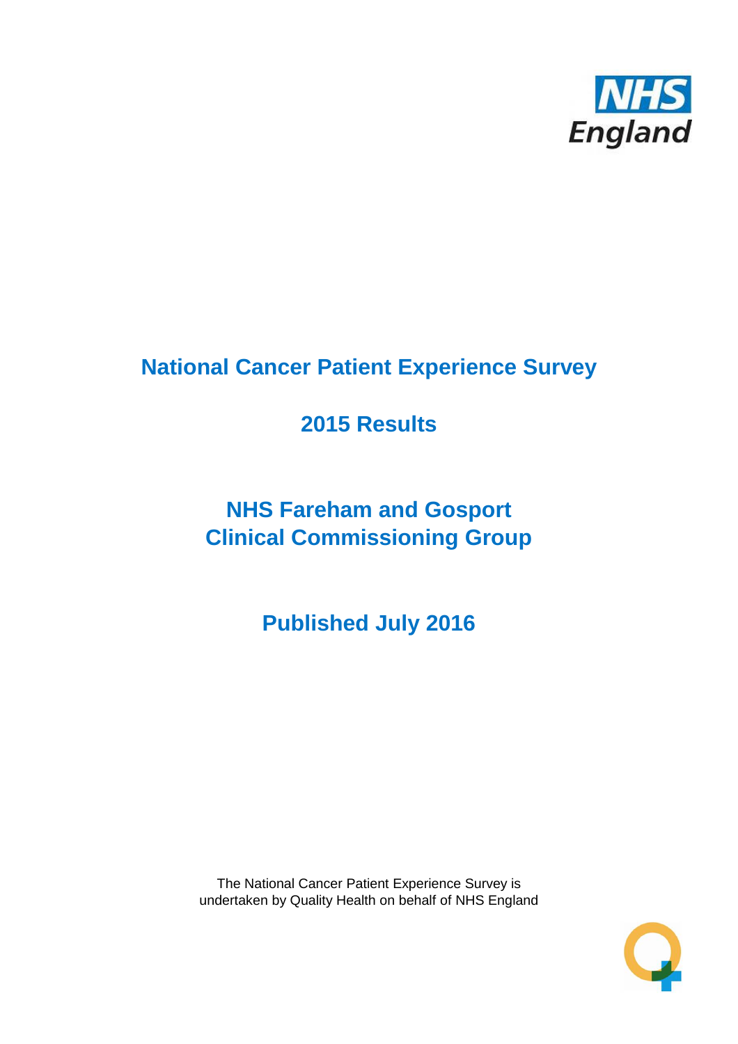# National Cancer Patient Experience Survey

## 2015 Results

## NHS Fareham and Gosport Clinical Commissioning Group

## Published July 2016

The National Cancer Patient Experience Survey is undertaken by Quality Health on behalf of NHS England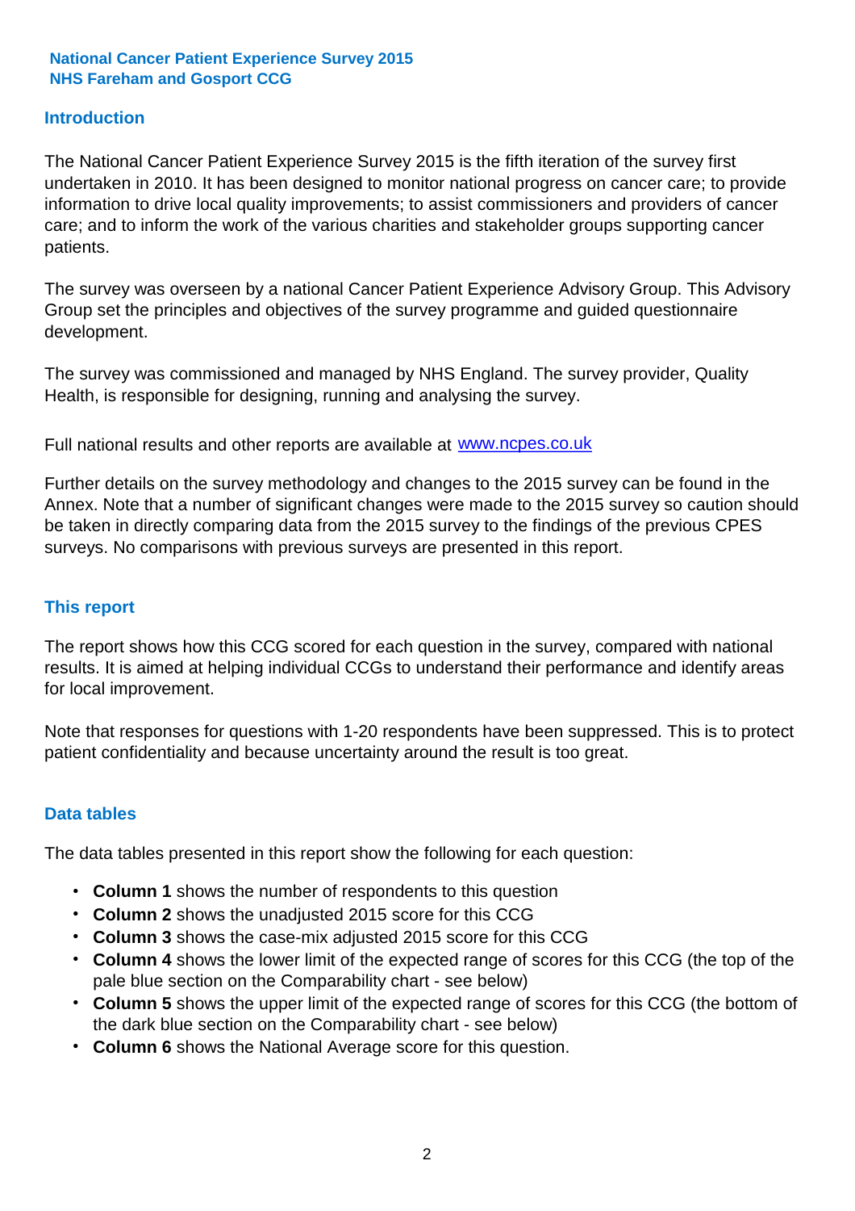**National Cancer Patient Experience Survey 2015**
**NHS Fareham and Gosport CCG**

## Introduction

The National Cancer Patient Experience Survey 2015 is the fifth iteration of the survey first undertaken in 2010. It has been designed to monitor national progress on cancer care; to provide information to drive local quality improvements; to assist commissioners and providers of cancer care; and to inform the work of the various charities and stakeholder groups supporting cancer patients.

The survey was overseen by a national Cancer Patient Experience Advisory Group. This Advisory Group set the principles and objectives of the survey programme and guided questionnaire development.

The survey was commissioned and managed by NHS England. The survey provider, Quality Health, is responsible for designing, running and analysing the survey.

Full national results and other reports are available at www.ncpes.co.uk

Further details on the survey methodology and changes to the 2015 survey can be found in the Annex. Note that a number of significant changes were made to the 2015 survey so caution should be taken in directly comparing data from the 2015 survey to the findings of the previous CPES surveys. No comparisons with previous surveys are presented in this report.

## This report

The report shows how this CCG scored for each question in the survey, compared with national results. It is aimed at helping individual CCGs to understand their performance and identify areas for local improvement.

Note that responses for questions with 1-20 respondents have been suppressed. This is to protect patient confidentiality and because uncertainty around the result is too great.

## Data tables

The data tables presented in this report show the following for each question:

- **Column 1** shows the number of respondents to this question
- **Column 2** shows the unadjusted 2015 score for this CCG
- **Column 3** shows the case-mix adjusted 2015 score for this CCG
- **Column 4** shows the lower limit of the expected range of scores for this CCG (the top of the pale blue section on the Comparability chart - see below)
- **Column 5** shows the upper limit of the expected range of scores for this CCG (the bottom of the dark blue section on the Comparability chart - see below)
- **Column 6** shows the National Average score for this question.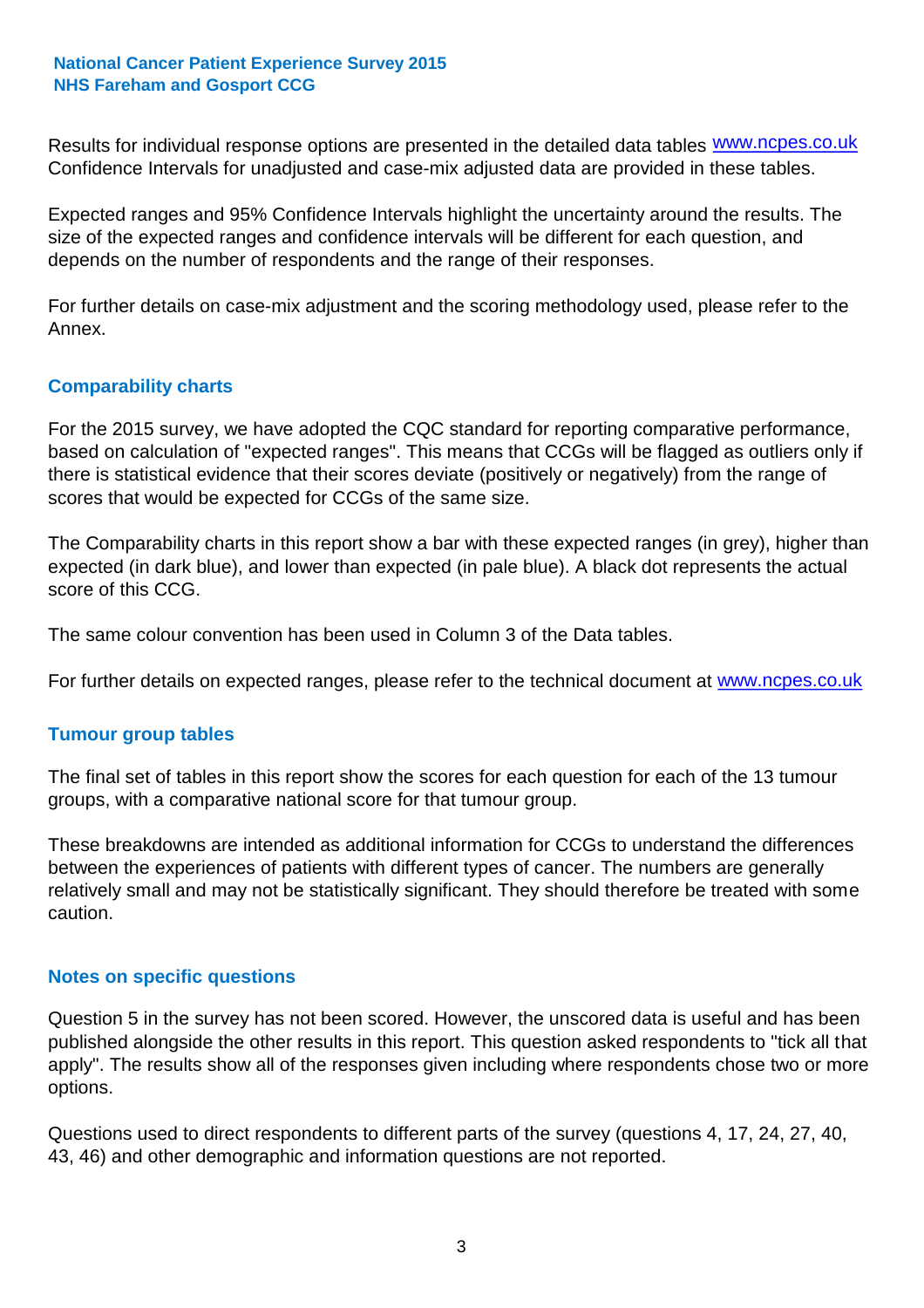Results for individual response options are presented in the detailed data tables www.ncpes.co.uk Confidence Intervals for unadjusted and case-mix adjusted data are provided in these tables.

Expected ranges and 95% Confidence Intervals highlight the uncertainty around the results. The size of the expected ranges and confidence intervals will be different for each question, and depends on the number of respondents and the range of their responses.

For further details on case-mix adjustment and the scoring methodology used, please refer to the Annex.

## Comparability charts

For the 2015 survey, we have adopted the CQC standard for reporting comparative performance, based on calculation of "expected ranges". This means that CCGs will be flagged as outliers only if there is statistical evidence that their scores deviate (positively or negatively) from the range of scores that would be expected for CCGs of the same size.

The Comparability charts in this report show a bar with these expected ranges (in grey), higher than expected (in dark blue), and lower than expected (in pale blue). A black dot represents the actual score of this CCG.

The same colour convention has been used in Column 3 of the Data tables.

For further details on expected ranges, please refer to the technical document at www.ncpes.co.uk

## Tumour group tables

The final set of tables in this report show the scores for each question for each of the 13 tumour groups, with a comparative national score for that tumour group.

These breakdowns are intended as additional information for CCGs to understand the differences between the experiences of patients with different types of cancer. The numbers are generally relatively small and may not be statistically significant. They should therefore be treated with some caution.

## Notes on specific questions

Question 5 in the survey has not been scored. However, the unscored data is useful and has been published alongside the other results in this report. This question asked respondents to "tick all that apply". The results show all of the responses given including where respondents chose two or more options.

Questions used to direct respondents to different parts of the survey (questions 4, 17, 24, 27, 40, 43, 46) and other demographic and information questions are not reported.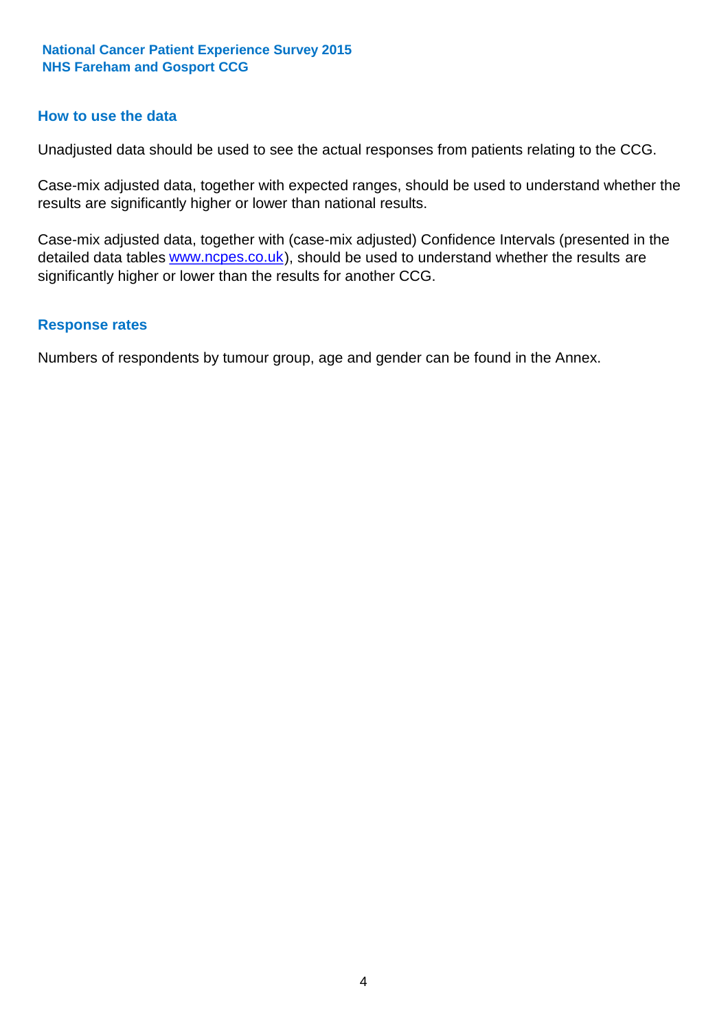## How to use the data

Unadjusted data should be used to see the actual responses from patients relating to the CCG.

Case-mix adjusted data, together with expected ranges, should be used to understand whether the results are significantly higher or lower than national results.

Case-mix adjusted data, together with (case-mix adjusted) Confidence Intervals (presented in the detailed data tables www.ncpes.co.uk), should be used to understand whether the results are significantly higher or lower than the results for another CCG.

## Response rates

Numbers of respondents by tumour group, age and gender can be found in the Annex.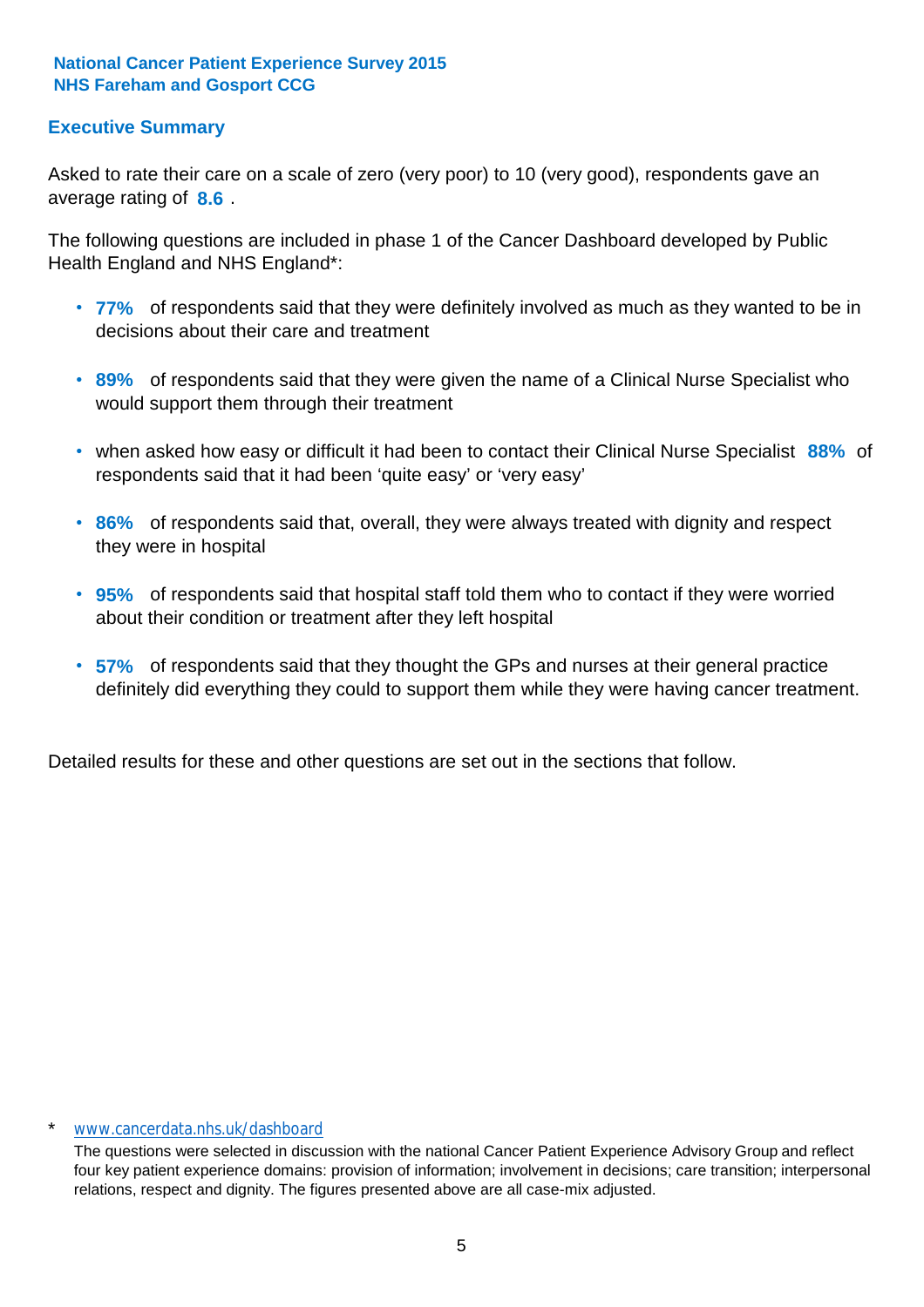**National Cancer Patient Experience Survey 2015**
**NHS Fareham and Gosport CCG**

## Executive Summary

Asked to rate their care on a scale of zero (very poor) to 10 (very good), respondents gave an average rating of **8.6** .

The following questions are included in phase 1 of the Cancer Dashboard developed by Public Health England and NHS England*:

- **77%** of respondents said that they were definitely involved as much as they wanted to be in decisions about their care and treatment
- **89%** of respondents said that they were given the name of a Clinical Nurse Specialist who would support them through their treatment
- when asked how easy or difficult it had been to contact their Clinical Nurse Specialist **88%** of respondents said that it had been 'quite easy' or 'very easy'
- **86%** of respondents said that, overall, they were always treated with dignity and respect they were in hospital
- **95%** of respondents said that hospital staff told them who to contact if they were worried about their condition or treatment after they left hospital
- **57%** of respondents said that they thought the GPs and nurses at their general practice definitely did everything they could to support them while they were having cancer treatment.

Detailed results for these and other questions are set out in the sections that follow.

\* www.cancerdata.nhs.uk/dashboard

The questions were selected in discussion with the national Cancer Patient Experience Advisory Group and reflect four key patient experience domains: provision of information; involvement in decisions; care transition; interpersonal relations, respect and dignity. The figures presented above are all case-mix adjusted.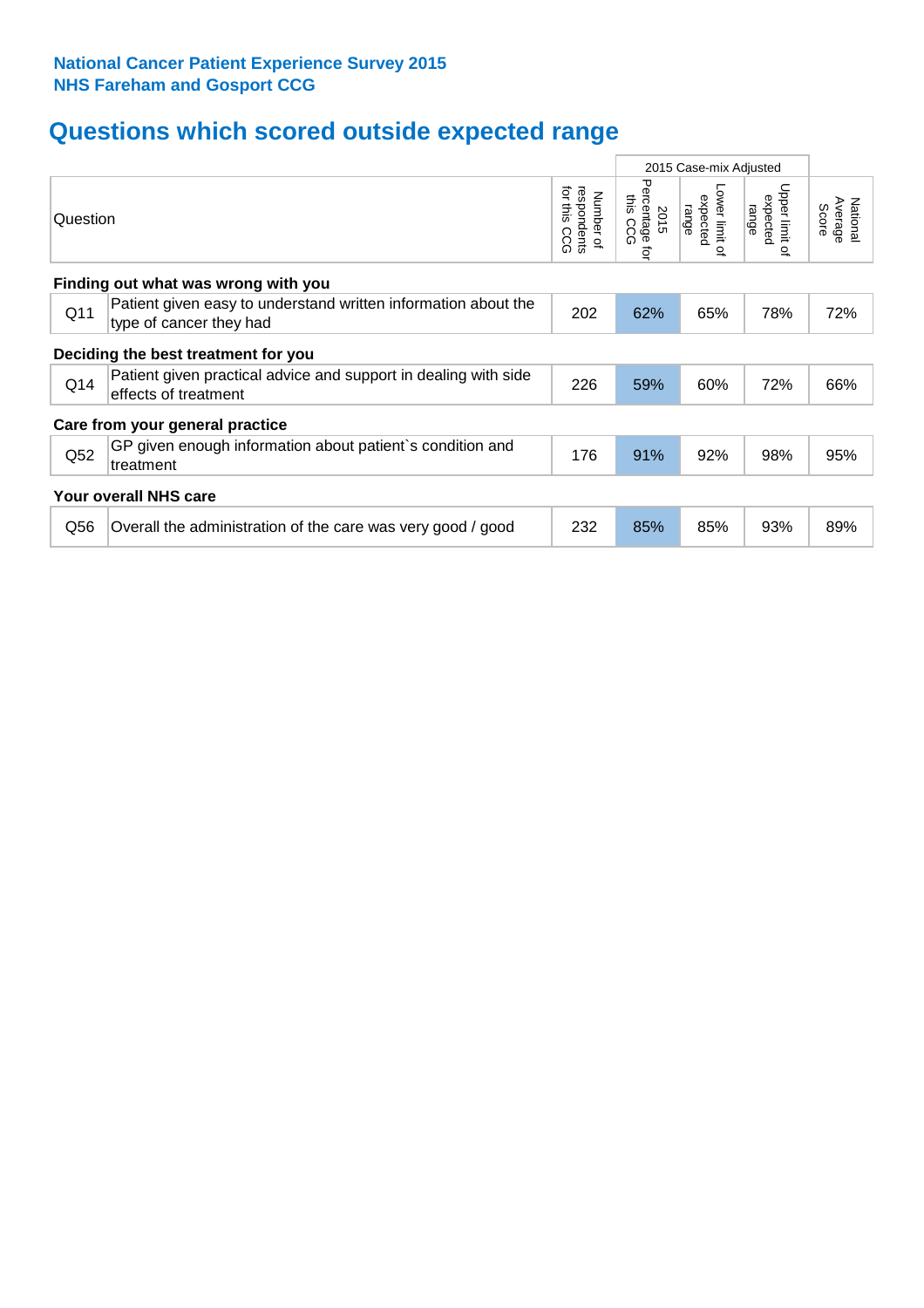**National Cancer Patient Experience Survey 2015**
**NHS Fareham and Gosport CCG**

# Questions which scored outside expected range

| | Question | Number of respondents for this CCG | 2015 Case-mix Adjusted: 2015 Percentage for this CCG | Lower limit of expected range | Upper limit of expected range | National Average Score |
|---|---|---|---|---|---|---|
| **Finding out what was wrong with you** | | | | | | |
| Q11 | Patient given easy to understand written information about the type of cancer they had | 202 | 62% | 65% | 78% | 72% |
| **Deciding the best treatment for you** | | | | | | |
| Q14 | Patient given practical advice and support in dealing with side effects of treatment | 226 | 59% | 60% | 72% | 66% |
| **Care from your general practice** | | | | | | |
| Q52 | GP given enough information about patient`s condition and treatment | 176 | 91% | 92% | 98% | 95% |
| **Your overall NHS care** | | | | | | |
| Q56 | Overall the administration of the care was very good / good | 232 | 85% | 85% | 93% | 89% |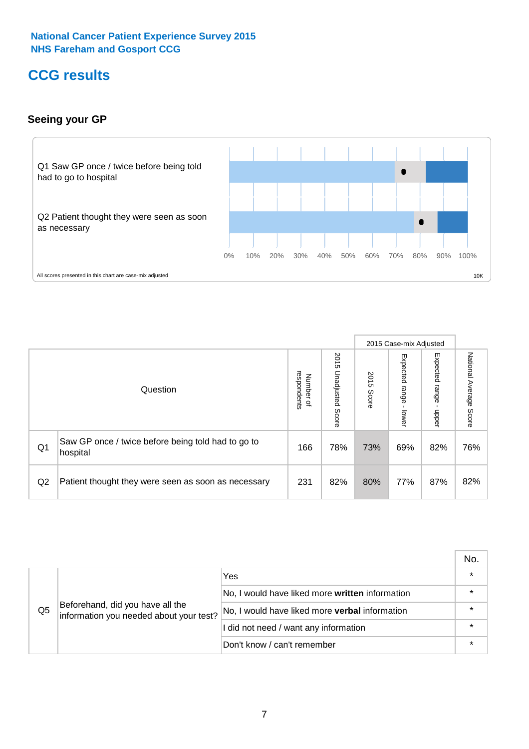National Cancer Patient Experience Survey 2015
NHS Fareham and Gosport CCG

# CCG results

## Seeing your GP

Q1 Saw GP once / twice before being told had to go to hospital

Q2 Patient thought they were seen as soon as necessary

0% 10% 20% 30% 40% 50% 60% 70% 80% 90% 100%

All scores presented in this chart are case-mix adjusted

10K

| | Question | Number of respondents | 2015 Unadjusted Score | 2015 Case-mix Adjusted: 2015 Score | 2015 Case-mix Adjusted: Expected range - lower | 2015 Case-mix Adjusted: Expected range - upper | National Average Score |
|---|---|---|---|---|---|---|---|
| Q1 | Saw GP once / twice before being told had to go to hospital | 166 | 78% | 73% | 69% | 82% | 76% |
| Q2 | Patient thought they were seen as soon as necessary | 231 | 82% | 80% | 77% | 87% | 82% |

| | | | No. |
|---|---|---|---|
| Q5 | Beforehand, did you have all the information you needed about your test? | Yes | * |
| | | No, I would have liked more **written** information | * |
| | | No, I would have liked more **verbal** information | * |
| | | I did not need / want any information | * |
| | | Don't know / can't remember | * |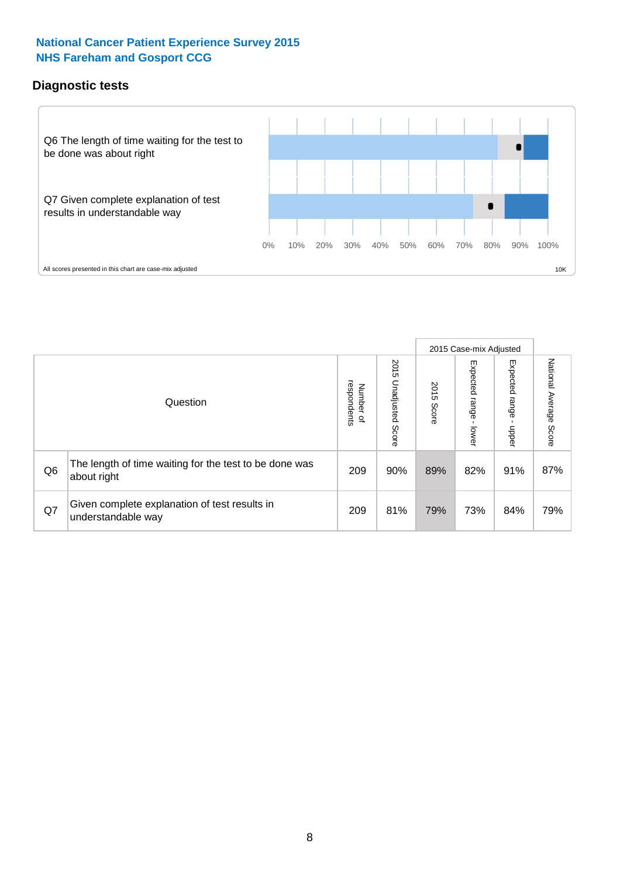## National Cancer Patient Experience Survey 2015
## NHS Fareham and Gosport CCG

### Diagnostic tests

Q6 The length of time waiting for the test to be done was about right

Q7 Given complete explanation of test results in understandable way

0% 10% 20% 30% 40% 50% 60% 70% 80% 90% 100%

All scores presented in this chart are case-mix adjusted

10K

| | Question | Number of respondents | 2015 Unadjusted Score | 2015 Case-mix Adjusted 2015 Score | 2015 Case-mix Adjusted Expected range - lower | 2015 Case-mix Adjusted Expected range - upper | National Average Score |
|---|---|---|---|---|---|---|---|
| Q6 | The length of time waiting for the test to be done was about right | 209 | 90% | 89% | 82% | 91% | 87% |
| Q7 | Given complete explanation of test results in understandable way | 209 | 81% | 79% | 73% | 84% | 79% |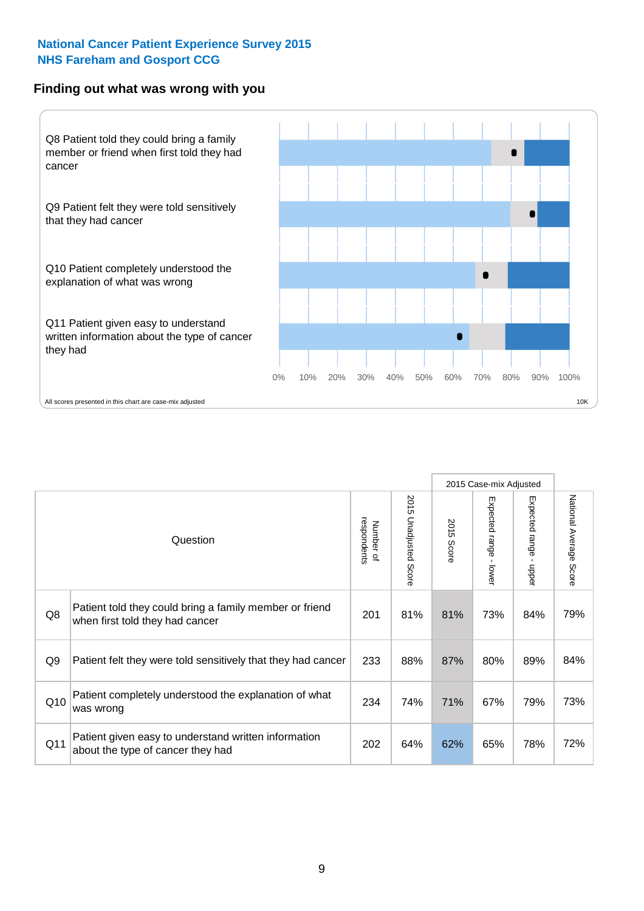# National Cancer Patient Experience Survey 2015
# NHS Fareham and Gosport CCG

## Finding out what was wrong with you

Q8 Patient told they could bring a family member or friend when first told they had cancer

Q9 Patient felt they were told sensitively that they had cancer

Q10 Patient completely understood the explanation of what was wrong

Q11 Patient given easy to understand written information about the type of cancer they had

0% 10% 20% 30% 40% 50% 60% 70% 80% 90% 100%

All scores presented in this chart are case-mix adjusted

10K

| | Question | Number of respondents | 2015 Unadjusted Score | 2015 Case-mix Adjusted | | | National Average Score |
|---|---|---|---|---|---|---|---|
| | | | | 2015 Score | Expected range - lower | Expected range - upper | |
| Q8 | Patient told they could bring a family member or friend when first told they had cancer | 201 | 81% | 81% | 73% | 84% | 79% |
| Q9 | Patient felt they were told sensitively that they had cancer | 233 | 88% | 87% | 80% | 89% | 84% |
| Q10 | Patient completely understood the explanation of what was wrong | 234 | 74% | 71% | 67% | 79% | 73% |
| Q11 | Patient given easy to understand written information about the type of cancer they had | 202 | 64% | 62% | 65% | 78% | 72% |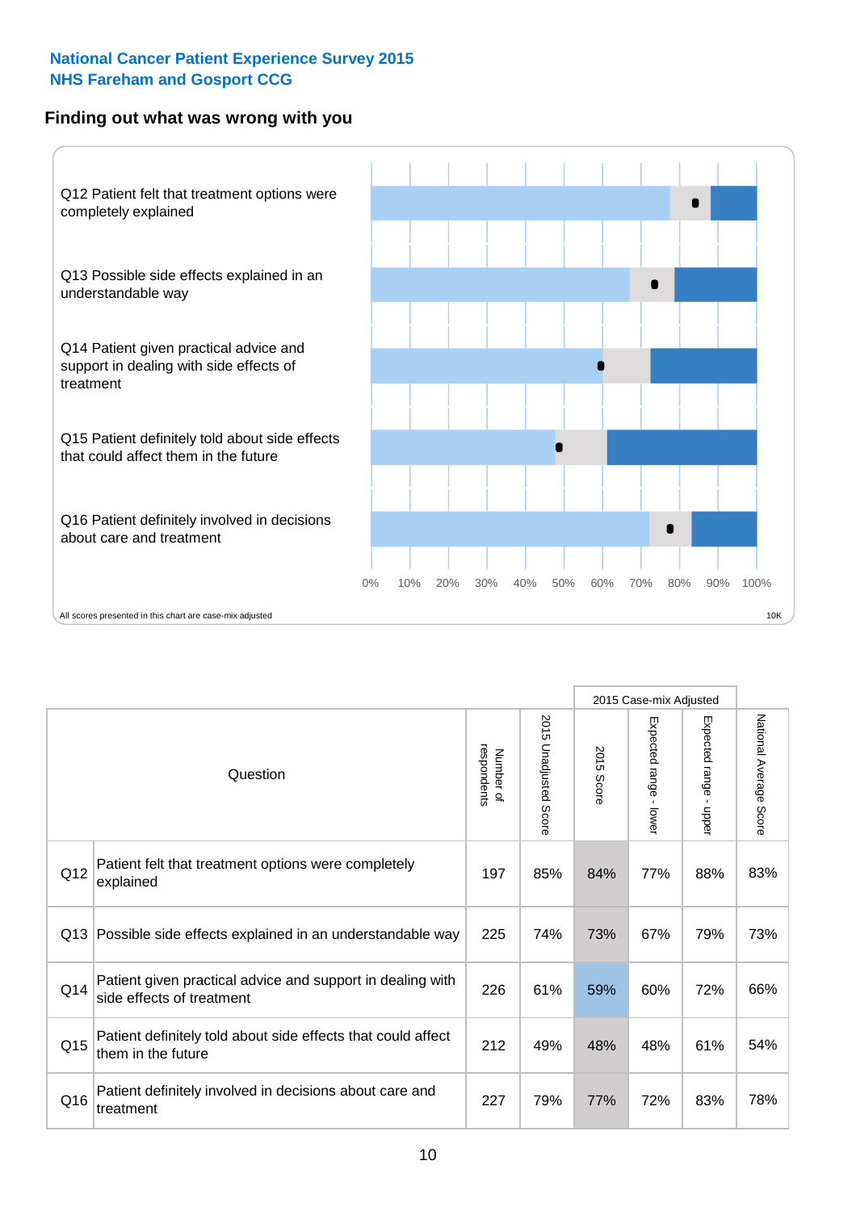**National Cancer Patient Experience Survey 2015**
**NHS Fareham and Gosport CCG**

## Finding out what was wrong with you

Q12 Patient felt that treatment options were completely explained

Q13 Possible side effects explained in an understandable way

Q14 Patient given practical advice and support in dealing with side effects of treatment

Q15 Patient definitely told about side effects that could affect them in the future

Q16 Patient definitely involved in decisions about care and treatment

0% 10% 20% 30% 40% 50% 60% 70% 80% 90% 100%

All scores presented in this chart are case-mix adjusted

10K

| | Question | Number of respondents | 2015 Unadjusted Score | 2015 Case-mix Adjusted | | | National Average Score |
|---|---|---|---|---|---|---|---|
| | | | | 2015 Score | Expected range - lower | Expected range - upper | |
| Q12 | Patient felt that treatment options were completely explained | 197 | 85% | 84% | 77% | 88% | 83% |
| Q13 | Possible side effects explained in an understandable way | 225 | 74% | 73% | 67% | 79% | 73% |
| Q14 | Patient given practical advice and support in dealing with side effects of treatment | 226 | 61% | 59% | 60% | 72% | 66% |
| Q15 | Patient definitely told about side effects that could affect them in the future | 212 | 49% | 48% | 48% | 61% | 54% |
| Q16 | Patient definitely involved in decisions about care and treatment | 227 | 79% | 77% | 72% | 83% | 78% |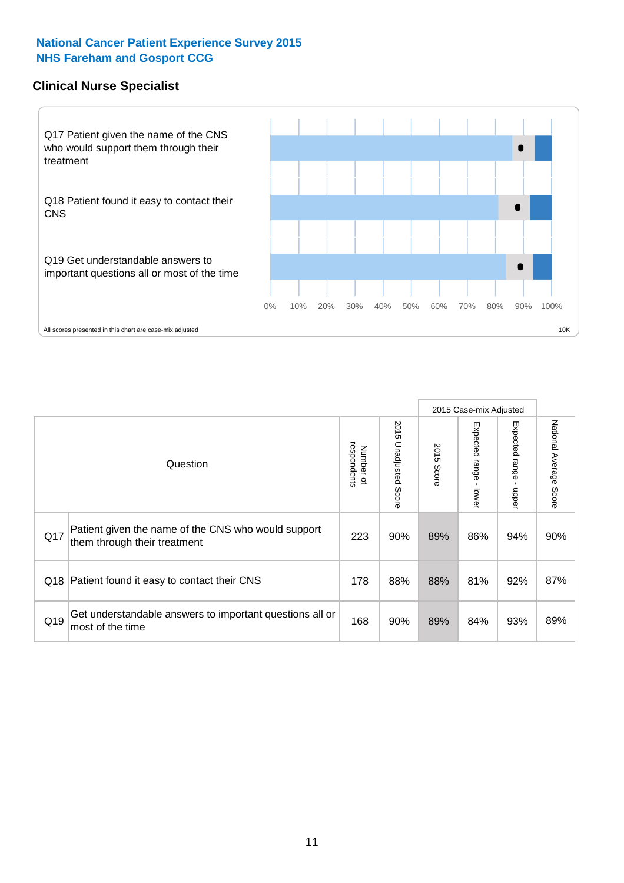**National Cancer Patient Experience Survey 2015**
**NHS Fareham and Gosport CCG**

## Clinical Nurse Specialist

Q17 Patient given the name of the CNS who would support them through their treatment

Q18 Patient found it easy to contact their CNS

Q19 Get understandable answers to important questions all or most of the time

0% 10% 20% 30% 40% 50% 60% 70% 80% 90% 100%

All scores presented in this chart are case-mix adjusted

10K

| | Question | Number of respondents | 2015 Unadjusted Score | 2015 Case-mix Adjusted | | | National Average Score |
|---|---|---|---|---|---|---|---|
| | | | | 2015 Score | Expected range - lower | Expected range - upper | |
| Q17 | Patient given the name of the CNS who would support them through their treatment | 223 | 90% | 89% | 86% | 94% | 90% |
| Q18 | Patient found it easy to contact their CNS | 178 | 88% | 88% | 81% | 92% | 87% |
| Q19 | Get understandable answers to important questions all or most of the time | 168 | 90% | 89% | 84% | 93% | 89% |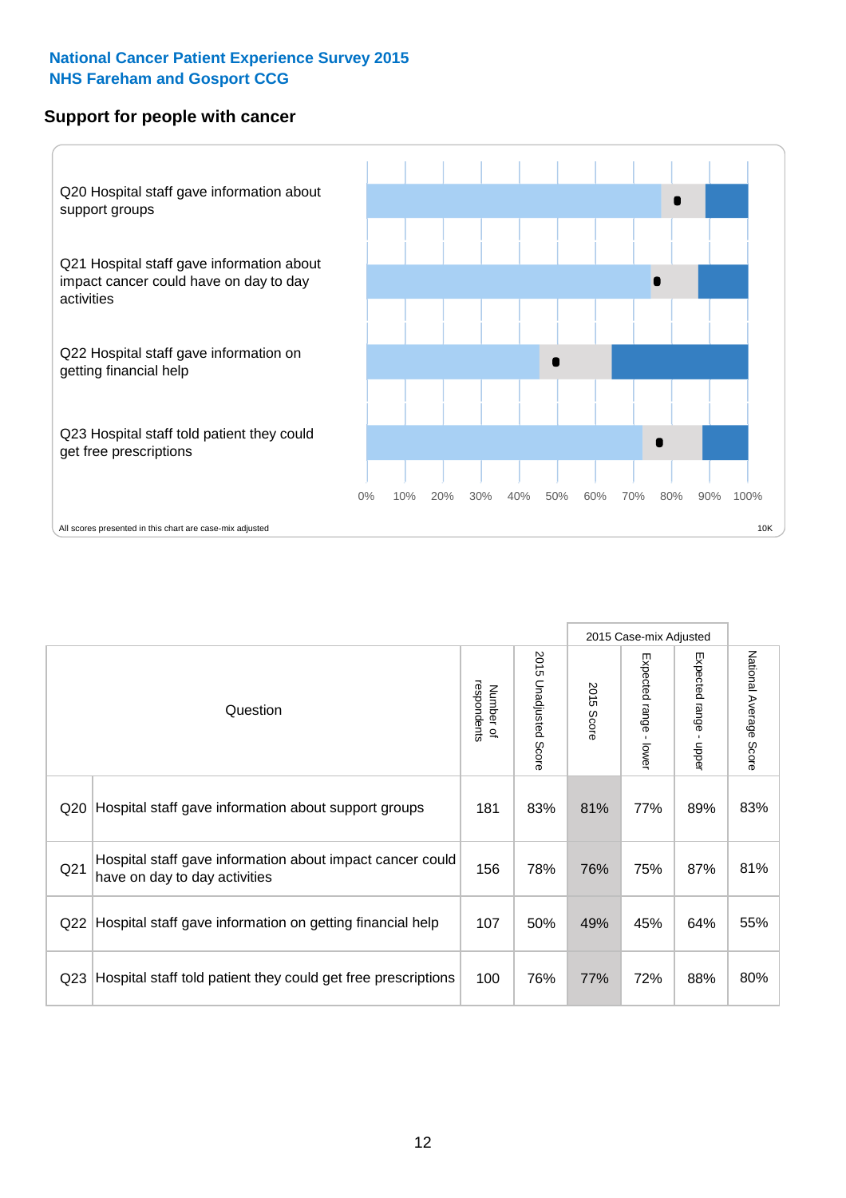**National Cancer Patient Experience Survey 2015**
**NHS Fareham and Gosport CCG**

## Support for people with cancer

Q20 Hospital staff gave information about support groups

Q21 Hospital staff gave information about impact cancer could have on day to day activities

Q22 Hospital staff gave information on getting financial help

Q23 Hospital staff told patient they could get free prescriptions

0% 10% 20% 30% 40% 50% 60% 70% 80% 90% 100%

All scores presented in this chart are case-mix adjusted

10K

| | Question | Number of respondents | 2015 Unadjusted Score | 2015 Case-mix Adjusted | | | National Average Score |
|---|---|---|---|---|---|---|---|
| | | | | 2015 Score | Expected range - lower | Expected range - upper | |
| Q20 | Hospital staff gave information about support groups | 181 | 83% | 81% | 77% | 89% | 83% |
| Q21 | Hospital staff gave information about impact cancer could have on day to day activities | 156 | 78% | 76% | 75% | 87% | 81% |
| Q22 | Hospital staff gave information on getting financial help | 107 | 50% | 49% | 45% | 64% | 55% |
| Q23 | Hospital staff told patient they could get free prescriptions | 100 | 76% | 77% | 72% | 88% | 80% |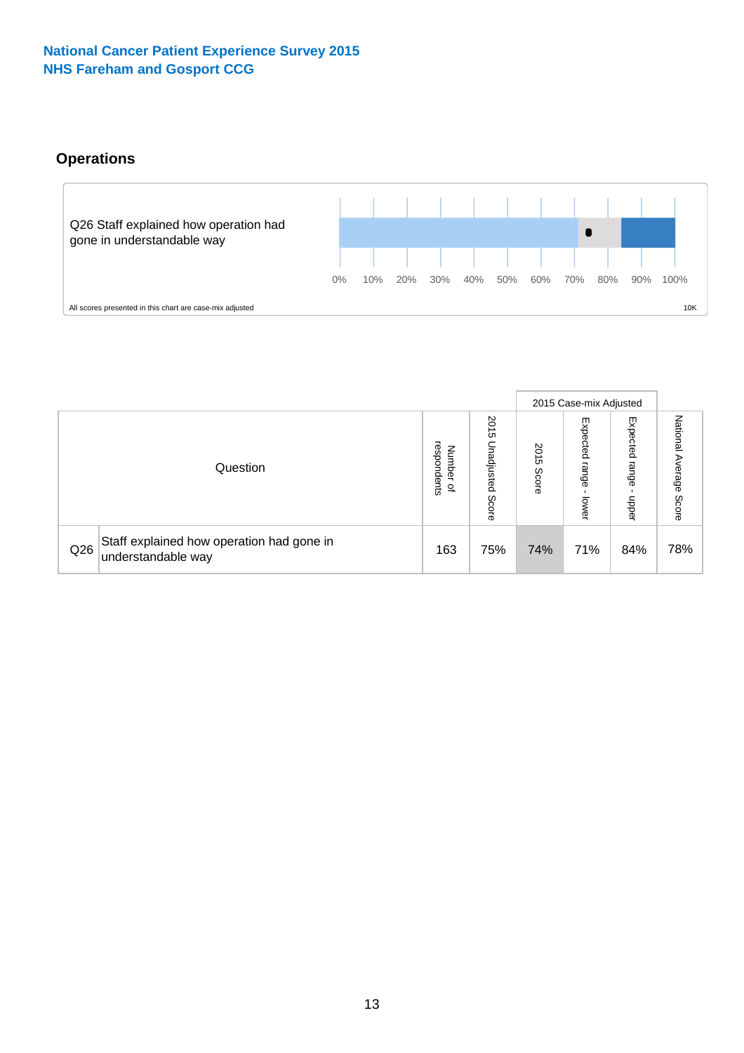National Cancer Patient Experience Survey 2015
NHS Fareham and Gosport CCG

## Operations

Q26 Staff explained how operation had gone in understandable way

0% 10% 20% 30% 40% 50% 60% 70% 80% 90% 100%

All scores presented in this chart are case-mix adjusted

10K

| Question | | Number of respondents | 2015 Unadjusted Score | 2015 Case-mix Adjusted | | | National Average Score |
|---|---|---|---|---|---|---|---|
| | | | | 2015 Score | Expected range - lower | Expected range - upper | |
| Q26 | Staff explained how operation had gone in understandable way | 163 | 75% | 74% | 71% | 84% | 78% |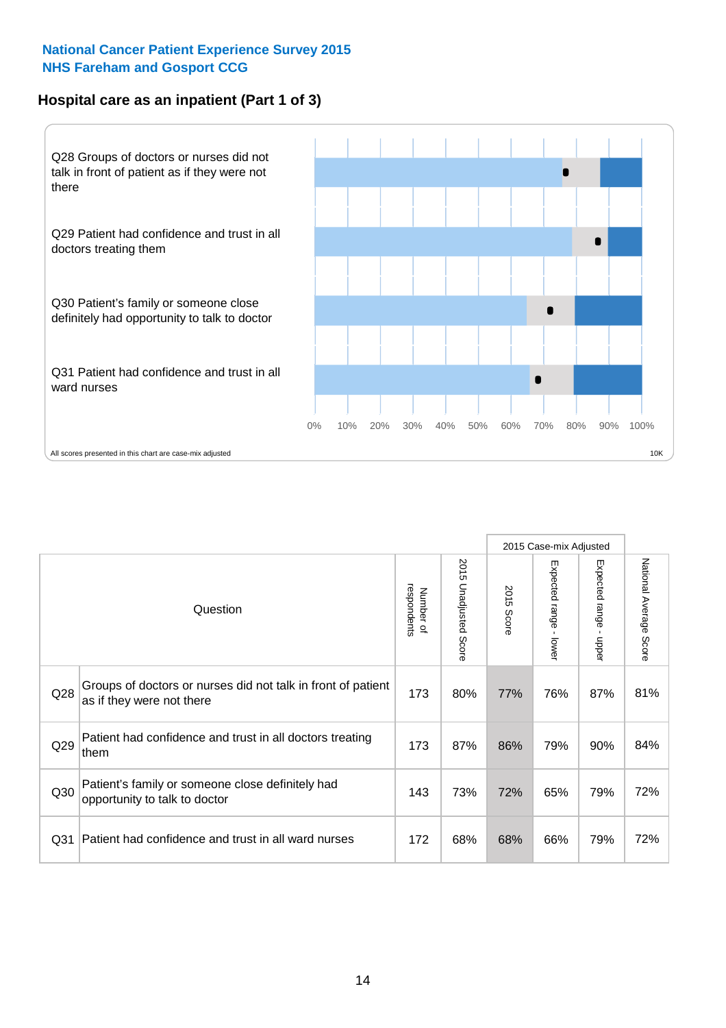**National Cancer Patient Experience Survey 2015**
**NHS Fareham and Gosport CCG**

## Hospital care as an inpatient (Part 1 of 3)

Q28 Groups of doctors or nurses did not talk in front of patient as if they were not there

Q29 Patient had confidence and trust in all doctors treating them

Q30 Patient's family or someone close definitely had opportunity to talk to doctor

Q31 Patient had confidence and trust in all ward nurses

0% 10% 20% 30% 40% 50% 60% 70% 80% 90% 100%

All scores presented in this chart are case-mix adjusted

10K

| | Question | Number of respondents | 2015 Unadjusted Score | 2015 Case-mix Adjusted | | | National Average Score |
|---|---|---|---|---|---|---|---|
| | | | | 2015 Score | Expected range - lower | Expected range - upper | |
| Q28 | Groups of doctors or nurses did not talk in front of patient as if they were not there | 173 | 80% | 77% | 76% | 87% | 81% |
| Q29 | Patient had confidence and trust in all doctors treating them | 173 | 87% | 86% | 79% | 90% | 84% |
| Q30 | Patient's family or someone close definitely had opportunity to talk to doctor | 143 | 73% | 72% | 65% | 79% | 72% |
| Q31 | Patient had confidence and trust in all ward nurses | 172 | 68% | 68% | 66% | 79% | 72% |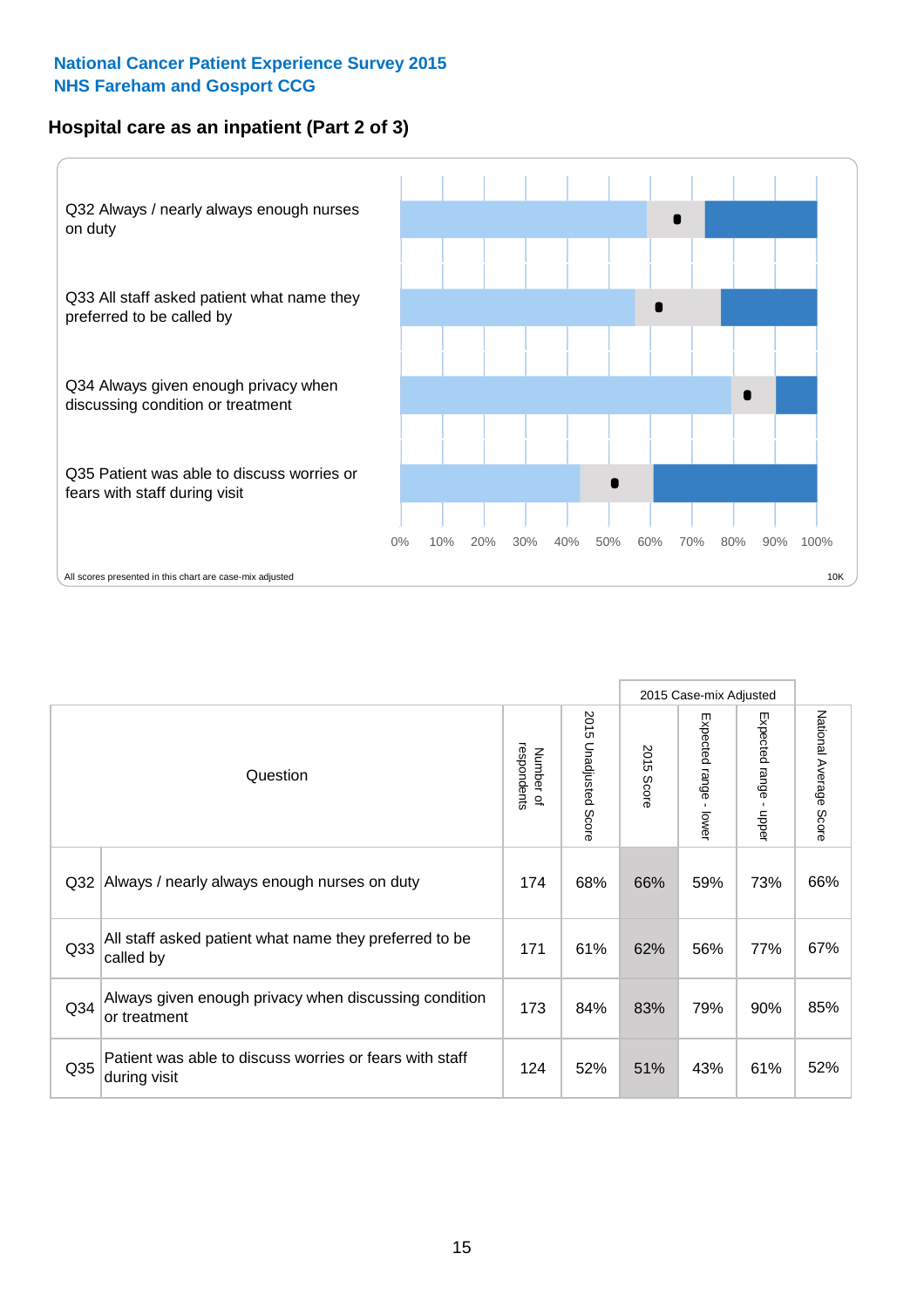## National Cancer Patient Experience Survey 2015
## NHS Fareham and Gosport CCG

### Hospital care as an inpatient (Part 2 of 3)

Q32 Always / nearly always enough nurses on duty

Q33 All staff asked patient what name they preferred to be called by

Q34 Always given enough privacy when discussing condition or treatment

Q35 Patient was able to discuss worries or fears with staff during visit

0% 10% 20% 30% 40% 50% 60% 70% 80% 90% 100%

All scores presented in this chart are case-mix adjusted

10K

| | Question | Number of respondents | 2015 Unadjusted Score | 2015 Case-mix Adjusted | | | National Average Score |
|---|---|---|---|---|---|---|---|
| | | | | 2015 Score | Expected range - lower | Expected range - upper | |
| Q32 | Always / nearly always enough nurses on duty | 174 | 68% | 66% | 59% | 73% | 66% |
| Q33 | All staff asked patient what name they preferred to be called by | 171 | 61% | 62% | 56% | 77% | 67% |
| Q34 | Always given enough privacy when discussing condition or treatment | 173 | 84% | 83% | 79% | 90% | 85% |
| Q35 | Patient was able to discuss worries or fears with staff during visit | 124 | 52% | 51% | 43% | 61% | 52% |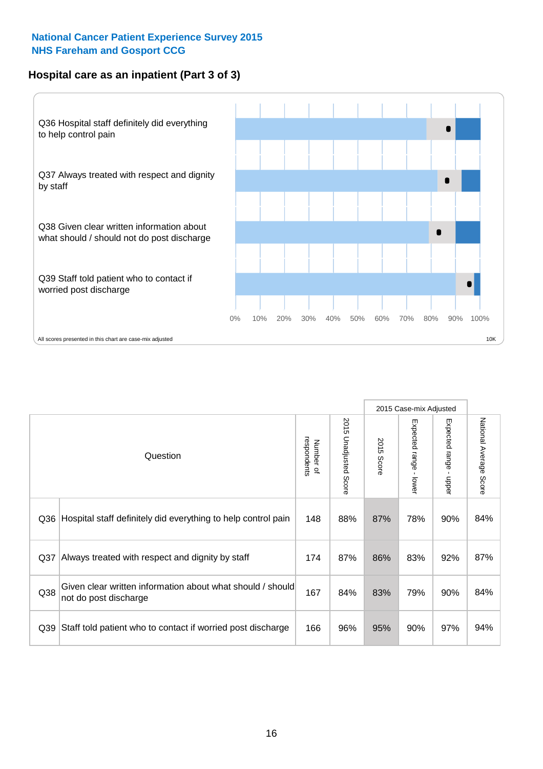**National Cancer Patient Experience Survey 2015**
**NHS Fareham and Gosport CCG**

## Hospital care as an inpatient (Part 3 of 3)

Q36 Hospital staff definitely did everything to help control pain

Q37 Always treated with respect and dignity by staff

Q38 Given clear written information about what should / should not do post discharge

Q39 Staff told patient who to contact if worried post discharge

0% 10% 20% 30% 40% 50% 60% 70% 80% 90% 100%

All scores presented in this chart are case-mix adjusted

10K

| | Question | Number of respondents | 2015 Unadjusted Score | 2015 Case-mix Adjusted: 2015 Score | 2015 Case-mix Adjusted: Expected range - lower | 2015 Case-mix Adjusted: Expected range - upper | National Average Score |
|---|---|---|---|---|---|---|---|
| Q36 | Hospital staff definitely did everything to help control pain | 148 | 88% | 87% | 78% | 90% | 84% |
| Q37 | Always treated with respect and dignity by staff | 174 | 87% | 86% | 83% | 92% | 87% |
| Q38 | Given clear written information about what should / should not do post discharge | 167 | 84% | 83% | 79% | 90% | 84% |
| Q39 | Staff told patient who to contact if worried post discharge | 166 | 96% | 95% | 90% | 97% | 94% |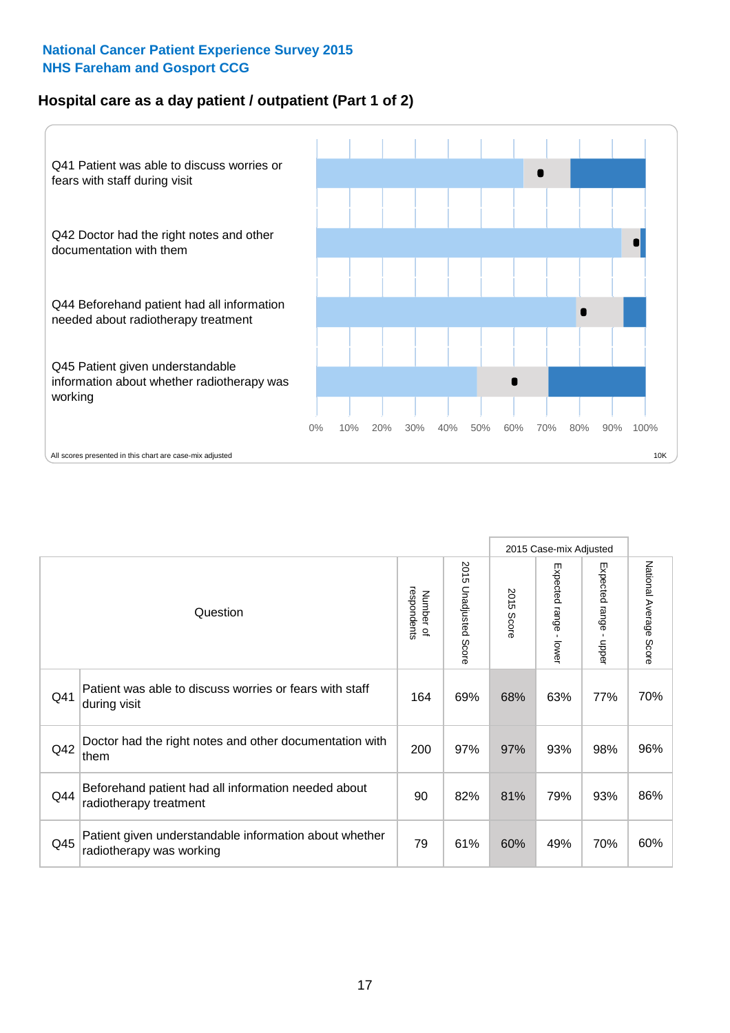**National Cancer Patient Experience Survey 2015**
**NHS Fareham and Gosport CCG**

## Hospital care as a day patient / outpatient (Part 1 of 2)

Q41 Patient was able to discuss worries or fears with staff during visit

Q42 Doctor had the right notes and other documentation with them

Q44 Beforehand patient had all information needed about radiotherapy treatment

Q45 Patient given understandable information about whether radiotherapy was working

0% 10% 20% 30% 40% 50% 60% 70% 80% 90% 100%

All scores presented in this chart are case-mix adjusted

10K

| Question | | Number of respondents | 2015 Unadjusted Score | 2015 Case-mix Adjusted | | | National Average Score |
|---|---|---|---|---|---|---|---|
| | | | | 2015 Score | Expected range - lower | Expected range - upper | |
| Q41 | Patient was able to discuss worries or fears with staff during visit | 164 | 69% | 68% | 63% | 77% | 70% |
| Q42 | Doctor had the right notes and other documentation with them | 200 | 97% | 97% | 93% | 98% | 96% |
| Q44 | Beforehand patient had all information needed about radiotherapy treatment | 90 | 82% | 81% | 79% | 93% | 86% |
| Q45 | Patient given understandable information about whether radiotherapy was working | 79 | 61% | 60% | 49% | 70% | 60% |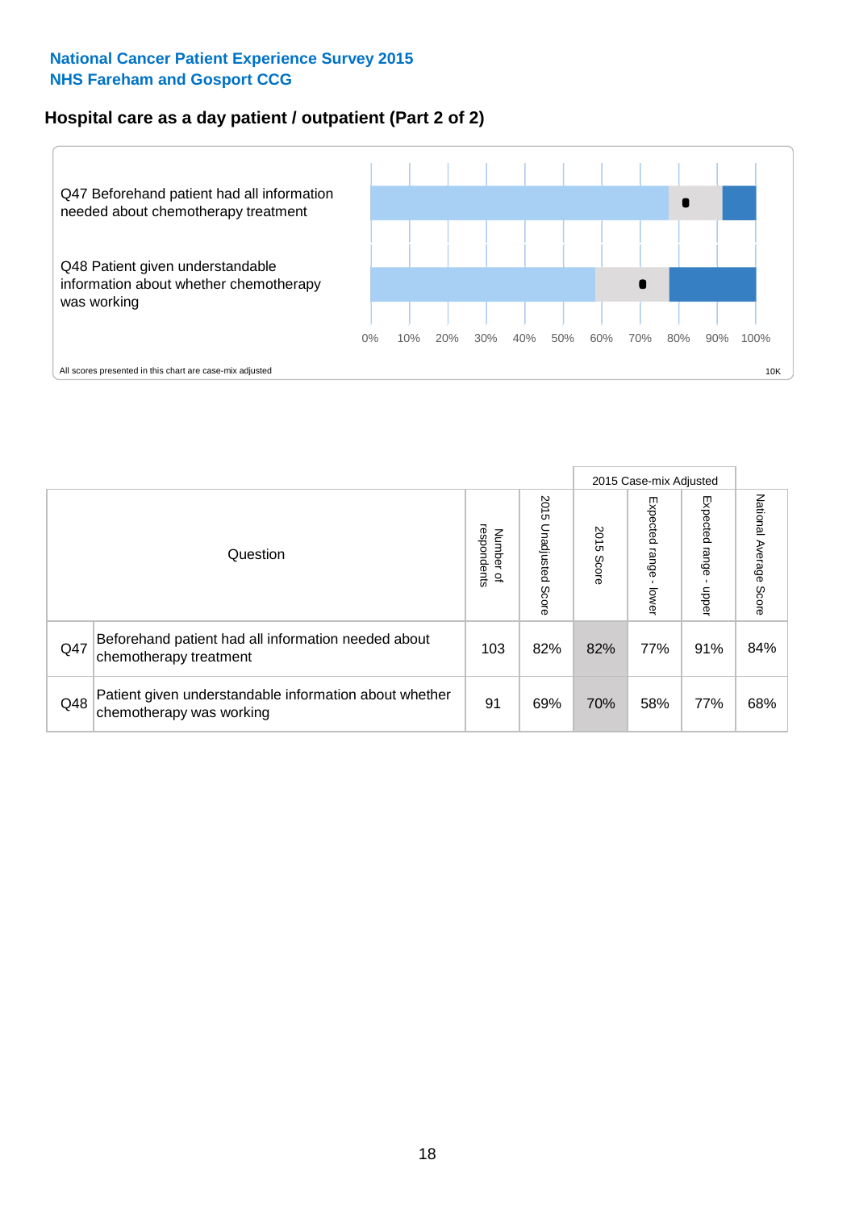National Cancer Patient Experience Survey 2015
NHS Fareham and Gosport CCG

## Hospital care as a day patient / outpatient (Part 2 of 2)

Q47 Beforehand patient had all information needed about chemotherapy treatment

Q48 Patient given understandable information about whether chemotherapy was working

0% 10% 20% 30% 40% 50% 60% 70% 80% 90% 100%

All scores presented in this chart are case-mix adjusted

10K

| Question | | Number of respondents | 2015 Unadjusted Score | 2015 Case-mix Adjusted: 2015 Score | 2015 Case-mix Adjusted: Expected range - lower | 2015 Case-mix Adjusted: Expected range - upper | National Average Score |
|---|---|---|---|---|---|---|---|
| Q47 | Beforehand patient had all information needed about chemotherapy treatment | 103 | 82% | 82% | 77% | 91% | 84% |
| Q48 | Patient given understandable information about whether chemotherapy was working | 91 | 69% | 70% | 58% | 77% | 68% |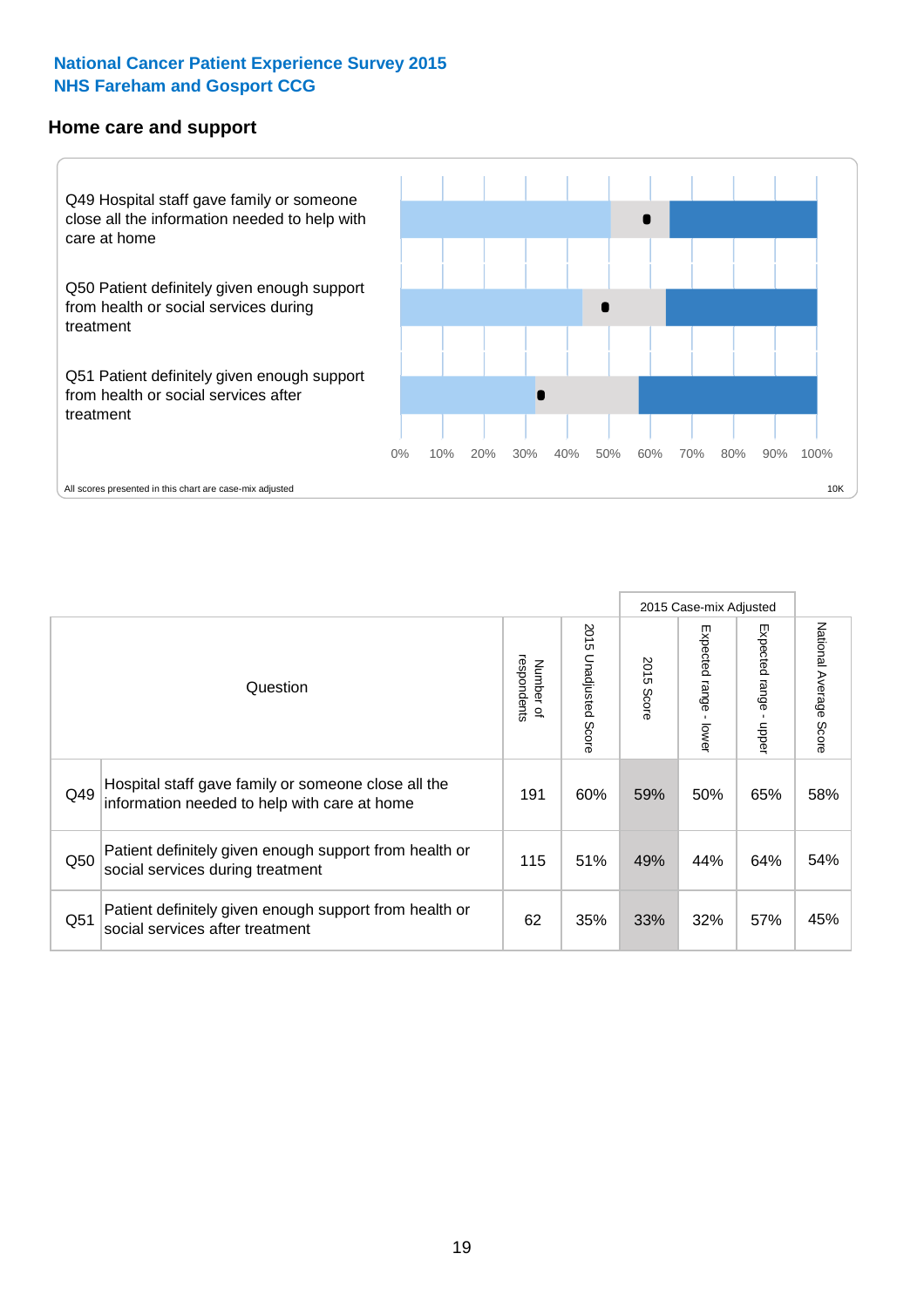National Cancer Patient Experience Survey 2015
NHS Fareham and Gosport CCG

## Home care and support

Q49 Hospital staff gave family or someone close all the information needed to help with care at home

Q50 Patient definitely given enough support from health or social services during treatment

Q51 Patient definitely given enough support from health or social services after treatment

0% 10% 20% 30% 40% 50% 60% 70% 80% 90% 100%

All scores presented in this chart are case-mix adjusted

10K

| | Question | Number of respondents | 2015 Unadjusted Score | 2015 Case-mix Adjusted: 2015 Score | 2015 Case-mix Adjusted: Expected range - lower | 2015 Case-mix Adjusted: Expected range - upper | National Average Score |
|---|---|---|---|---|---|---|---|
| Q49 | Hospital staff gave family or someone close all the information needed to help with care at home | 191 | 60% | 59% | 50% | 65% | 58% |
| Q50 | Patient definitely given enough support from health or social services during treatment | 115 | 51% | 49% | 44% | 64% | 54% |
| Q51 | Patient definitely given enough support from health or social services after treatment | 62 | 35% | 33% | 32% | 57% | 45% |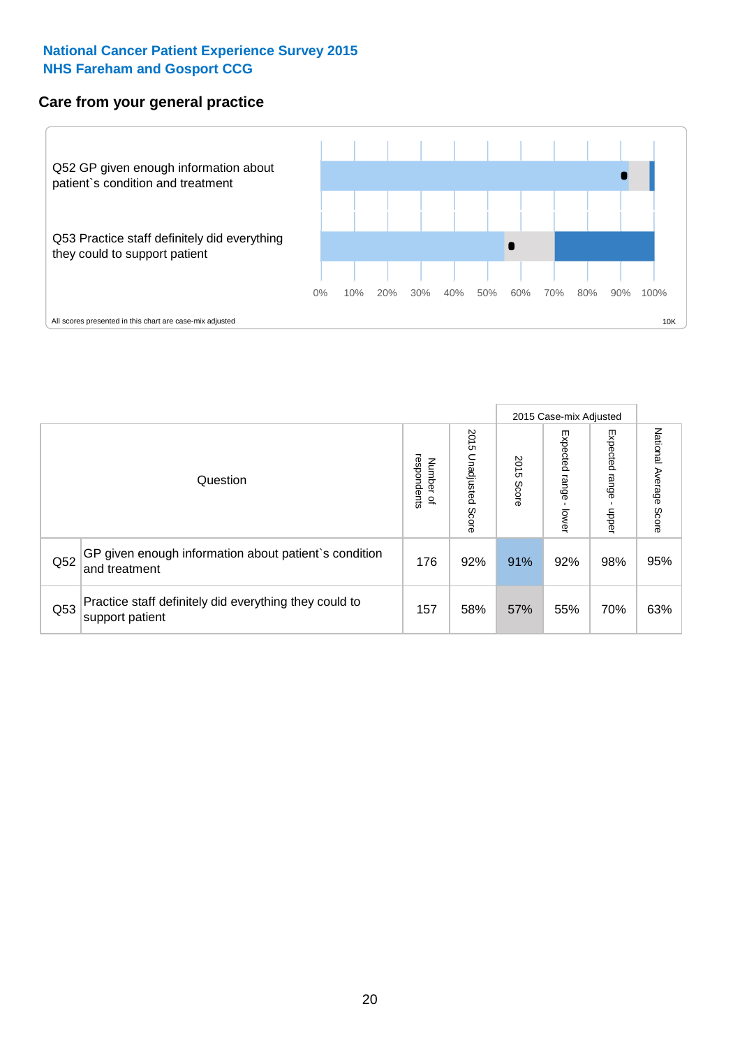**National Cancer Patient Experience Survey 2015**
**NHS Fareham and Gosport CCG**

## Care from your general practice

Q52 GP given enough information about patient`s condition and treatment

Q53 Practice staff definitely did everything they could to support patient

0% 10% 20% 30% 40% 50% 60% 70% 80% 90% 100%

All scores presented in this chart are case-mix adjusted

10K

| Question | | Number of respondents | 2015 Unadjusted Score | 2015 Case-mix Adjusted 2015 Score | 2015 Case-mix Adjusted Expected range - lower | 2015 Case-mix Adjusted Expected range - upper | National Average Score |
|---|---|---|---|---|---|---|---|
| Q52 | GP given enough information about patient`s condition and treatment | 176 | 92% | 91% | 92% | 98% | 95% |
| Q53 | Practice staff definitely did everything they could to support patient | 157 | 58% | 57% | 55% | 70% | 63% |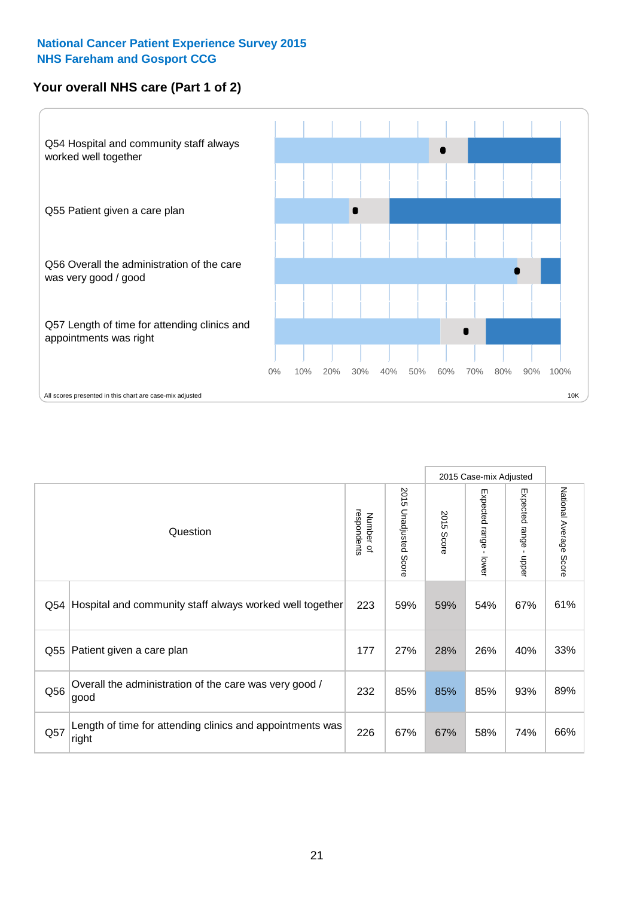National Cancer Patient Experience Survey 2015
NHS Fareham and Gosport CCG

## Your overall NHS care (Part 1 of 2)

Q54 Hospital and community staff always worked well together

Q55 Patient given a care plan

Q56 Overall the administration of the care was very good / good

Q57 Length of time for attending clinics and appointments was right

0% 10% 20% 30% 40% 50% 60% 70% 80% 90% 100%

All scores presented in this chart are case-mix adjusted

10K

| | Question | Number of respondents | 2015 Unadjusted Score | 2015 Case-mix Adjusted | | | National Average Score |
|---|---|---|---|---|---|---|---|
| | | | | 2015 Score | Expected range - lower | Expected range - upper | |
| Q54 | Hospital and community staff always worked well together | 223 | 59% | 59% | 54% | 67% | 61% |
| Q55 | Patient given a care plan | 177 | 27% | 28% | 26% | 40% | 33% |
| Q56 | Overall the administration of the care was very good / good | 232 | 85% | 85% | 85% | 93% | 89% |
| Q57 | Length of time for attending clinics and appointments was right | 226 | 67% | 67% | 58% | 74% | 66% |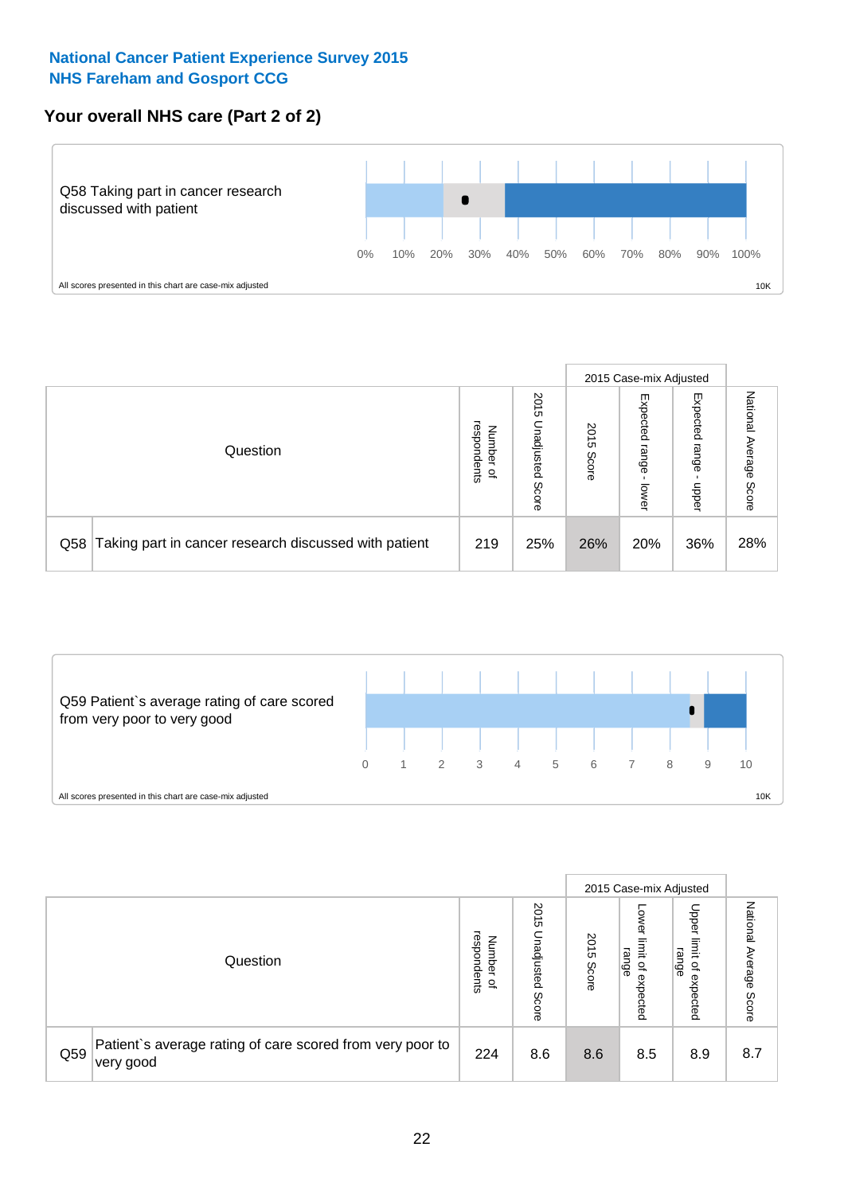## National Cancer Patient Experience Survey 2015
## NHS Fareham and Gosport CCG

### Your overall NHS care (Part 2 of 2)

Q58 Taking part in cancer research discussed with patient

0% 10% 20% 30% 40% 50% 60% 70% 80% 90% 100%

All scores presented in this chart are case-mix adjusted

10K

| Question | | Number of respondents | 2015 Unadjusted Score | 2015 Case-mix Adjusted: 2015 Score | 2015 Case-mix Adjusted: Expected range - lower | 2015 Case-mix Adjusted: Expected range - upper | National Average Score |
|---|---|---|---|---|---|---|---|
| Q58 | Taking part in cancer research discussed with patient | 219 | 25% | 26% | 20% | 36% | 28% |

Q59 Patient`s average rating of care scored from very poor to very good

0 1 2 3 4 5 6 7 8 9 10

All scores presented in this chart are case-mix adjusted

10K

| Question | | Number of respondents | 2015 Unadjusted Score | 2015 Case-mix Adjusted: 2015 Score | 2015 Case-mix Adjusted: Lower limit of expected range | 2015 Case-mix Adjusted: Upper limit of expected range | National Average Score |
|---|---|---|---|---|---|---|---|
| Q59 | Patient`s average rating of care scored from very poor to very good | 224 | 8.6 | 8.6 | 8.5 | 8.9 | 8.7 |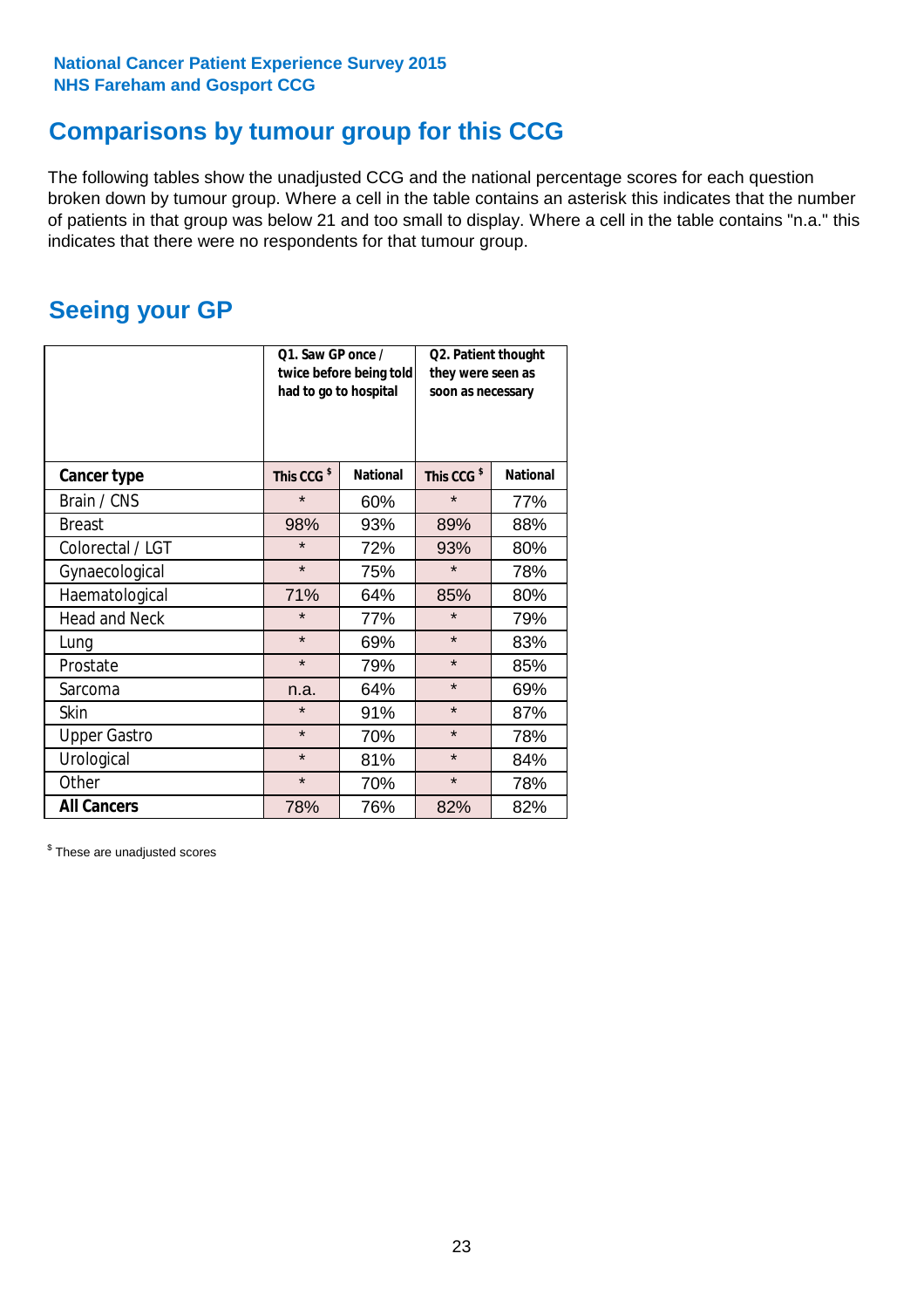National Cancer Patient Experience Survey 2015
NHS Fareham and Gosport CCG

## Comparisons by tumour group for this CCG

The following tables show the unadjusted CCG and the national percentage scores for each question broken down by tumour group. Where a cell in the table contains an asterisk this indicates that the number of patients in that group was below 21 and too small to display. Where a cell in the table contains "n.a." this indicates that there were no respondents for that tumour group.

## Seeing your GP

| | Q1. Saw GP once / twice before being told had to go to hospital | | Q2. Patient thought they were seen as soon as necessary | |
|---|---|---|---|---|
| **Cancer type** | This CCG $ | National | This CCG $ | National |
| Brain / CNS | * | 60% | * | 77% |
| Breast | 98% | 93% | 89% | 88% |
| Colorectal / LGT | * | 72% | 93% | 80% |
| Gynaecological | * | 75% | * | 78% |
| Haematological | 71% | 64% | 85% | 80% |
| Head and Neck | * | 77% | * | 79% |
| Lung | * | 69% | * | 83% |
| Prostate | * | 79% | * | 85% |
| Sarcoma | n.a. | 64% | * | 69% |
| Skin | * | 91% | * | 87% |
| Upper Gastro | * | 70% | * | 78% |
| Urological | * | 81% | * | 84% |
| Other | * | 70% | * | 78% |
| **All Cancers** | 78% | 76% | 82% | 82% |

$ These are unadjusted scores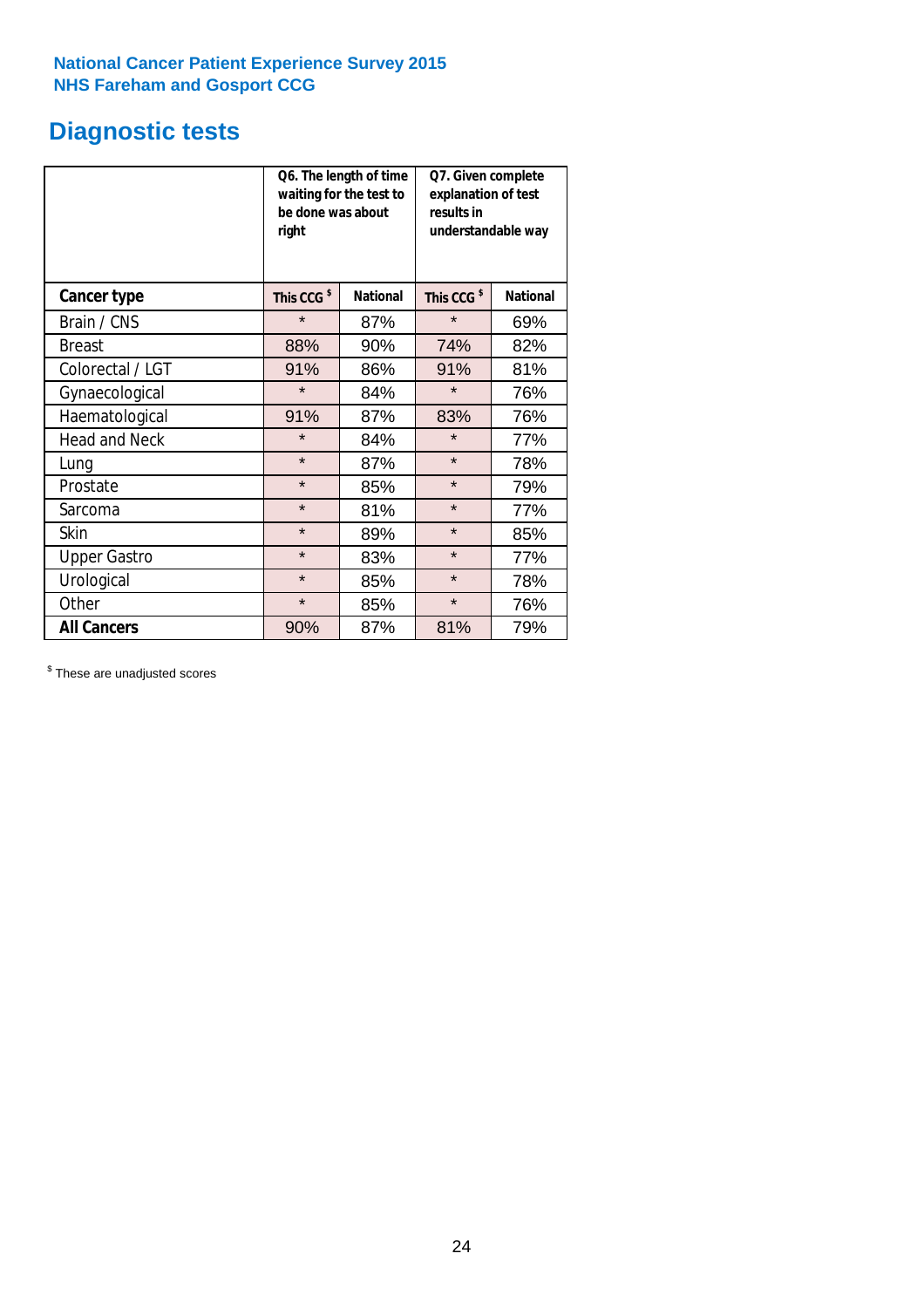National Cancer Patient Experience Survey 2015
NHS Fareham and Gosport CCG

# Diagnostic tests

| | Q6. The length of time waiting for the test to be done was about right | | Q7. Given complete explanation of test results in understandable way | |
|---|---|---|---|---|
| **Cancer type** | This CCG $ | National | This CCG $ | National |
| Brain / CNS | * | 87% | * | 69% |
| Breast | 88% | 90% | 74% | 82% |
| Colorectal / LGT | 91% | 86% | 91% | 81% |
| Gynaecological | * | 84% | * | 76% |
| Haematological | 91% | 87% | 83% | 76% |
| Head and Neck | * | 84% | * | 77% |
| Lung | * | 87% | * | 78% |
| Prostate | * | 85% | * | 79% |
| Sarcoma | * | 81% | * | 77% |
| Skin | * | 89% | * | 85% |
| Upper Gastro | * | 83% | * | 77% |
| Urological | * | 85% | * | 78% |
| Other | * | 85% | * | 76% |
| **All Cancers** | 90% | 87% | 81% | 79% |

$ These are unadjusted scores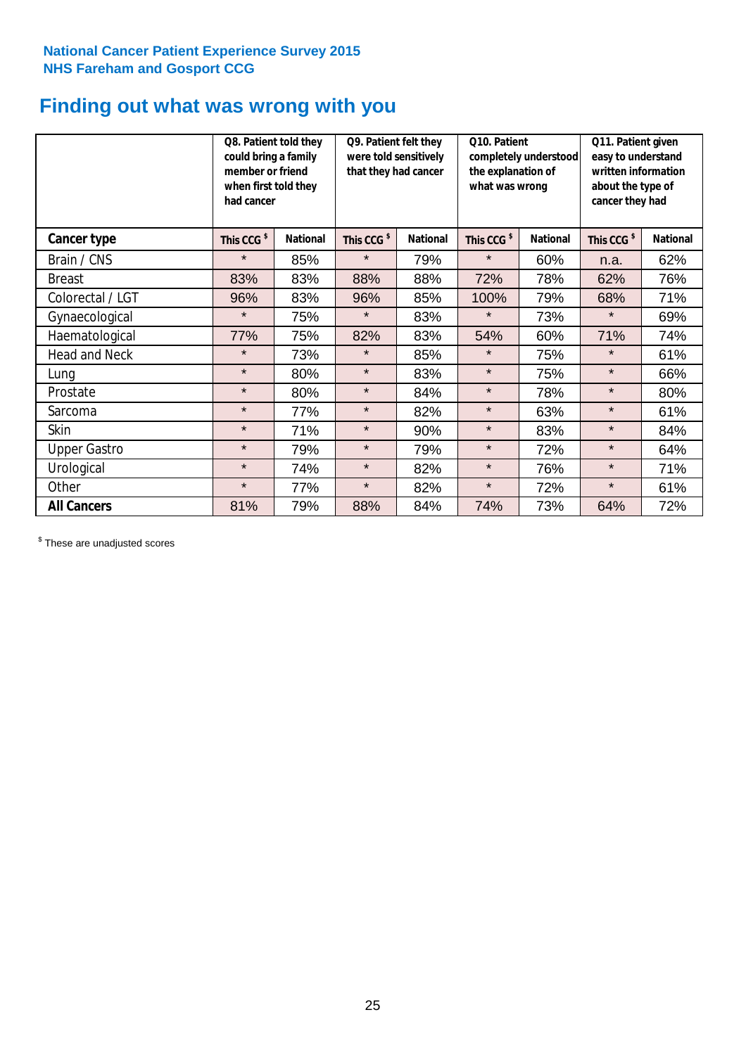**National Cancer Patient Experience Survey 2015**
**NHS Fareham and Gosport CCG**

# Finding out what was wrong with you

| | Q8. Patient told they could bring a family member or friend when first told they had cancer | | Q9. Patient felt they were told sensitively that they had cancer | | Q10. Patient completely understood the explanation of what was wrong | | Q11. Patient given easy to understand written information about the type of cancer they had | |
|---|---|---|---|---|---|---|---|---|
| **Cancer type** | **This CCG $** | **National** | **This CCG $** | **National** | **This CCG $** | **National** | **This CCG $** | **National** |
| Brain / CNS | * | 85% | * | 79% | * | 60% | n.a. | 62% |
| Breast | 83% | 83% | 88% | 88% | 72% | 78% | 62% | 76% |
| Colorectal / LGT | 96% | 83% | 96% | 85% | 100% | 79% | 68% | 71% |
| Gynaecological | * | 75% | * | 83% | * | 73% | * | 69% |
| Haematological | 77% | 75% | 82% | 83% | 54% | 60% | 71% | 74% |
| Head and Neck | * | 73% | * | 85% | * | 75% | * | 61% |
| Lung | * | 80% | * | 83% | * | 75% | * | 66% |
| Prostate | * | 80% | * | 84% | * | 78% | * | 80% |
| Sarcoma | * | 77% | * | 82% | * | 63% | * | 61% |
| Skin | * | 71% | * | 90% | * | 83% | * | 84% |
| Upper Gastro | * | 79% | * | 79% | * | 72% | * | 64% |
| Urological | * | 74% | * | 82% | * | 76% | * | 71% |
| Other | * | 77% | * | 82% | * | 72% | * | 61% |
| **All Cancers** | 81% | 79% | 88% | 84% | 74% | 73% | 64% | 72% |

$ These are unadjusted scores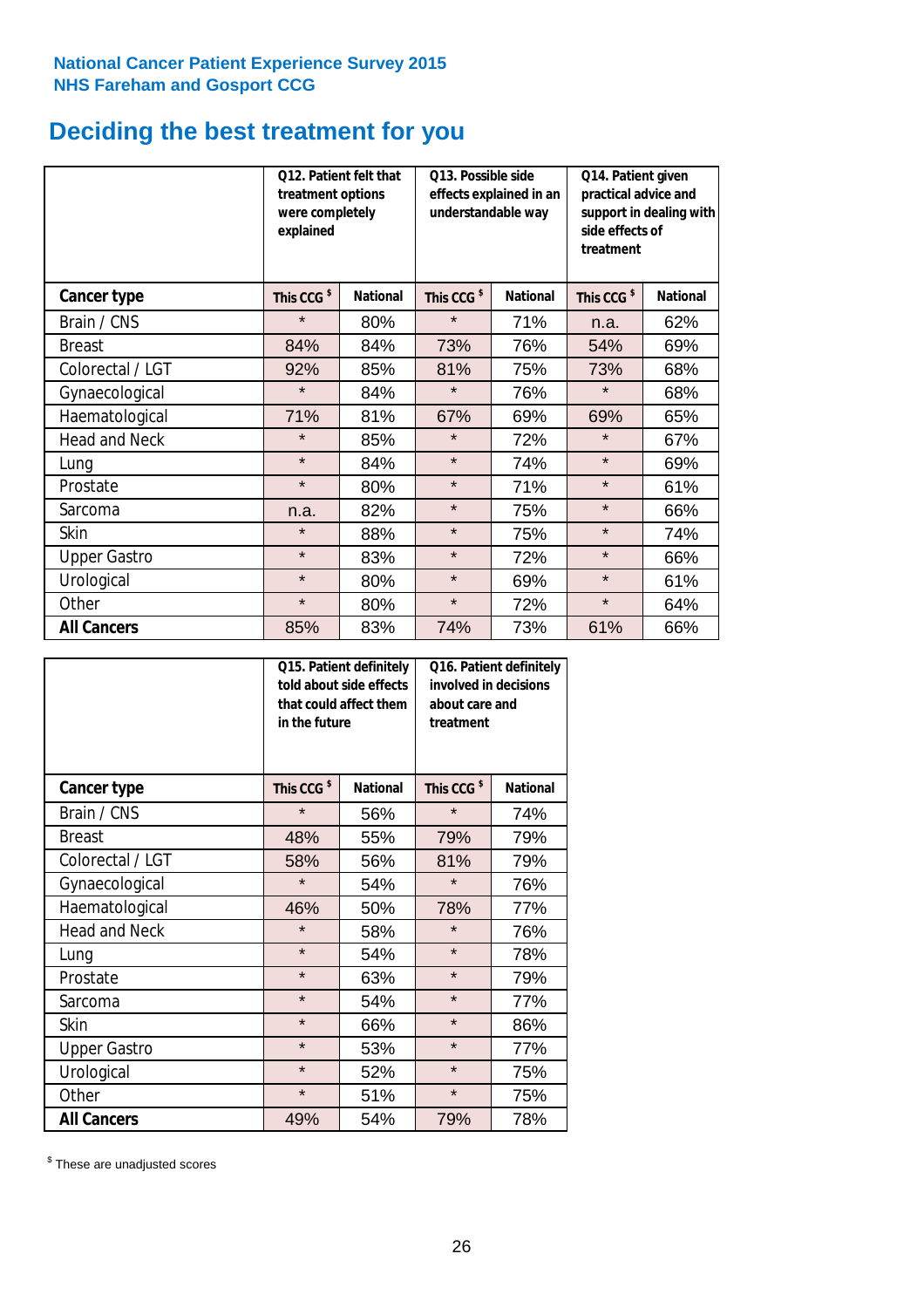National Cancer Patient Experience Survey 2015
NHS Fareham and Gosport CCG

# Deciding the best treatment for you

| | Q12. Patient felt that treatment options were completely explained | | Q13. Possible side effects explained in an understandable way | | Q14. Patient given practical advice and support in dealing with side effects of treatment | |
|---|---|---|---|---|---|---|
| **Cancer type** | **This CCG $** | **National** | **This CCG $** | **National** | **This CCG $** | **National** |
| Brain / CNS | * | 80% | * | 71% | n.a. | 62% |
| Breast | 84% | 84% | 73% | 76% | 54% | 69% |
| Colorectal / LGT | 92% | 85% | 81% | 75% | 73% | 68% |
| Gynaecological | * | 84% | * | 76% | * | 68% |
| Haematological | 71% | 81% | 67% | 69% | 69% | 65% |
| Head and Neck | * | 85% | * | 72% | * | 67% |
| Lung | * | 84% | * | 74% | * | 69% |
| Prostate | * | 80% | * | 71% | * | 61% |
| Sarcoma | n.a. | 82% | * | 75% | * | 66% |
| Skin | * | 88% | * | 75% | * | 74% |
| Upper Gastro | * | 83% | * | 72% | * | 66% |
| Urological | * | 80% | * | 69% | * | 61% |
| Other | * | 80% | * | 72% | * | 64% |
| **All Cancers** | 85% | 83% | 74% | 73% | 61% | 66% |

| | Q15. Patient definitely told about side effects that could affect them in the future | | Q16. Patient definitely involved in decisions about care and treatment | |
|---|---|---|---|---|
| **Cancer type** | **This CCG $** | **National** | **This CCG $** | **National** |
| Brain / CNS | * | 56% | * | 74% |
| Breast | 48% | 55% | 79% | 79% |
| Colorectal / LGT | 58% | 56% | 81% | 79% |
| Gynaecological | * | 54% | * | 76% |
| Haematological | 46% | 50% | 78% | 77% |
| Head and Neck | * | 58% | * | 76% |
| Lung | * | 54% | * | 78% |
| Prostate | * | 63% | * | 79% |
| Sarcoma | * | 54% | * | 77% |
| Skin | * | 66% | * | 86% |
| Upper Gastro | * | 53% | * | 77% |
| Urological | * | 52% | * | 75% |
| Other | * | 51% | * | 75% |
| **All Cancers** | 49% | 54% | 79% | 78% |

$ These are unadjusted scores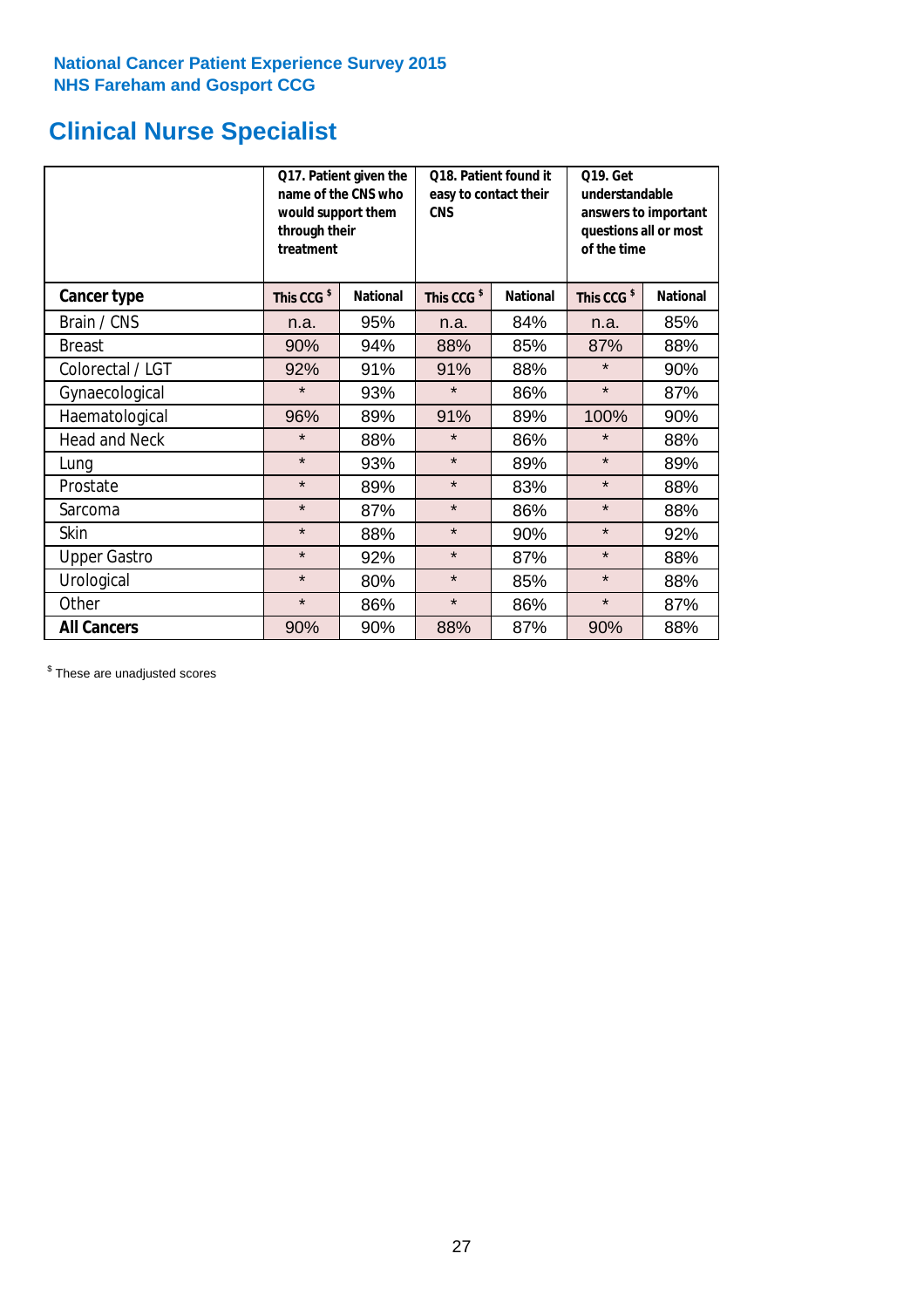National Cancer Patient Experience Survey 2015
NHS Fareham and Gosport CCG

# Clinical Nurse Specialist

| | Q17. Patient given the name of the CNS who would support them through their treatment | | Q18. Patient found it easy to contact their CNS | | Q19. Get understandable answers to important questions all or most of the time | |
|---|---|---|---|---|---|---|
| **Cancer type** | **This CCG $** | **National** | **This CCG $** | **National** | **This CCG $** | **National** |
| Brain / CNS | n.a. | 95% | n.a. | 84% | n.a. | 85% |
| Breast | 90% | 94% | 88% | 85% | 87% | 88% |
| Colorectal / LGT | 92% | 91% | 91% | 88% | * | 90% |
| Gynaecological | * | 93% | * | 86% | * | 87% |
| Haematological | 96% | 89% | 91% | 89% | 100% | 90% |
| Head and Neck | * | 88% | * | 86% | * | 88% |
| Lung | * | 93% | * | 89% | * | 89% |
| Prostate | * | 89% | * | 83% | * | 88% |
| Sarcoma | * | 87% | * | 86% | * | 88% |
| Skin | * | 88% | * | 90% | * | 92% |
| Upper Gastro | * | 92% | * | 87% | * | 88% |
| Urological | * | 80% | * | 85% | * | 88% |
| Other | * | 86% | * | 86% | * | 87% |
| **All Cancers** | 90% | 90% | 88% | 87% | 90% | 88% |

$ These are unadjusted scores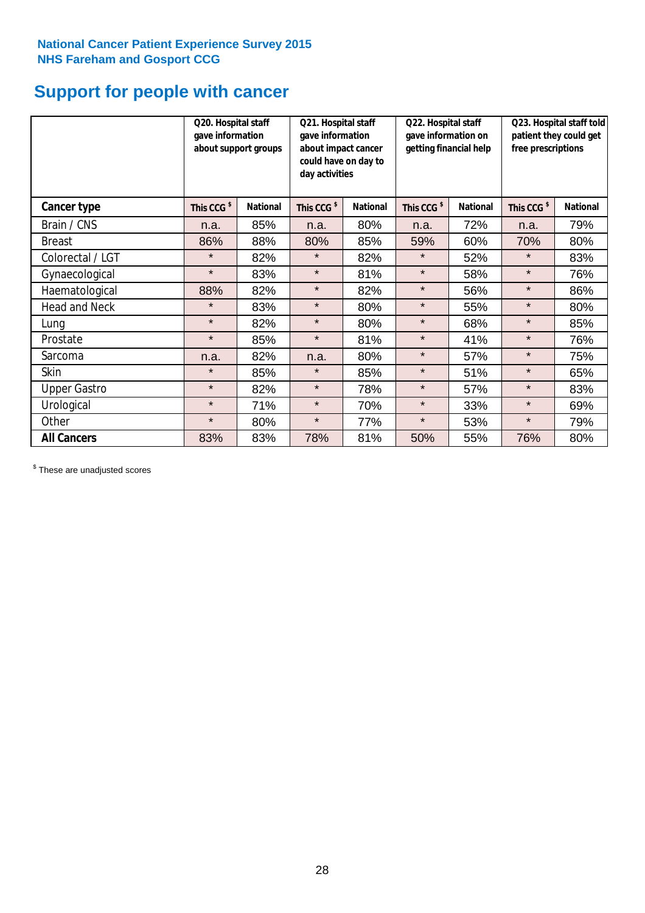**National Cancer Patient Experience Survey 2015**
**NHS Fareham and Gosport CCG**

# Support for people with cancer

| | Q20. Hospital staff gave information about support groups | | Q21. Hospital staff gave information about impact cancer could have on day to day activities | | Q22. Hospital staff gave information on getting financial help | | Q23. Hospital staff told patient they could get free prescriptions | |
|---|---|---|---|---|---|---|---|---|
| **Cancer type** | **This CCG $** | **National** | **This CCG $** | **National** | **This CCG $** | **National** | **This CCG $** | **National** |
| Brain / CNS | n.a. | 85% | n.a. | 80% | n.a. | 72% | n.a. | 79% |
| Breast | 86% | 88% | 80% | 85% | 59% | 60% | 70% | 80% |
| Colorectal / LGT | * | 82% | * | 82% | * | 52% | * | 83% |
| Gynaecological | * | 83% | * | 81% | * | 58% | * | 76% |
| Haematological | 88% | 82% | * | 82% | * | 56% | * | 86% |
| Head and Neck | * | 83% | * | 80% | * | 55% | * | 80% |
| Lung | * | 82% | * | 80% | * | 68% | * | 85% |
| Prostate | * | 85% | * | 81% | * | 41% | * | 76% |
| Sarcoma | n.a. | 82% | n.a. | 80% | * | 57% | * | 75% |
| Skin | * | 85% | * | 85% | * | 51% | * | 65% |
| Upper Gastro | * | 82% | * | 78% | * | 57% | * | 83% |
| Urological | * | 71% | * | 70% | * | 33% | * | 69% |
| Other | * | 80% | * | 77% | * | 53% | * | 79% |
| **All Cancers** | 83% | 83% | 78% | 81% | 50% | 55% | 76% | 80% |

$ These are unadjusted scores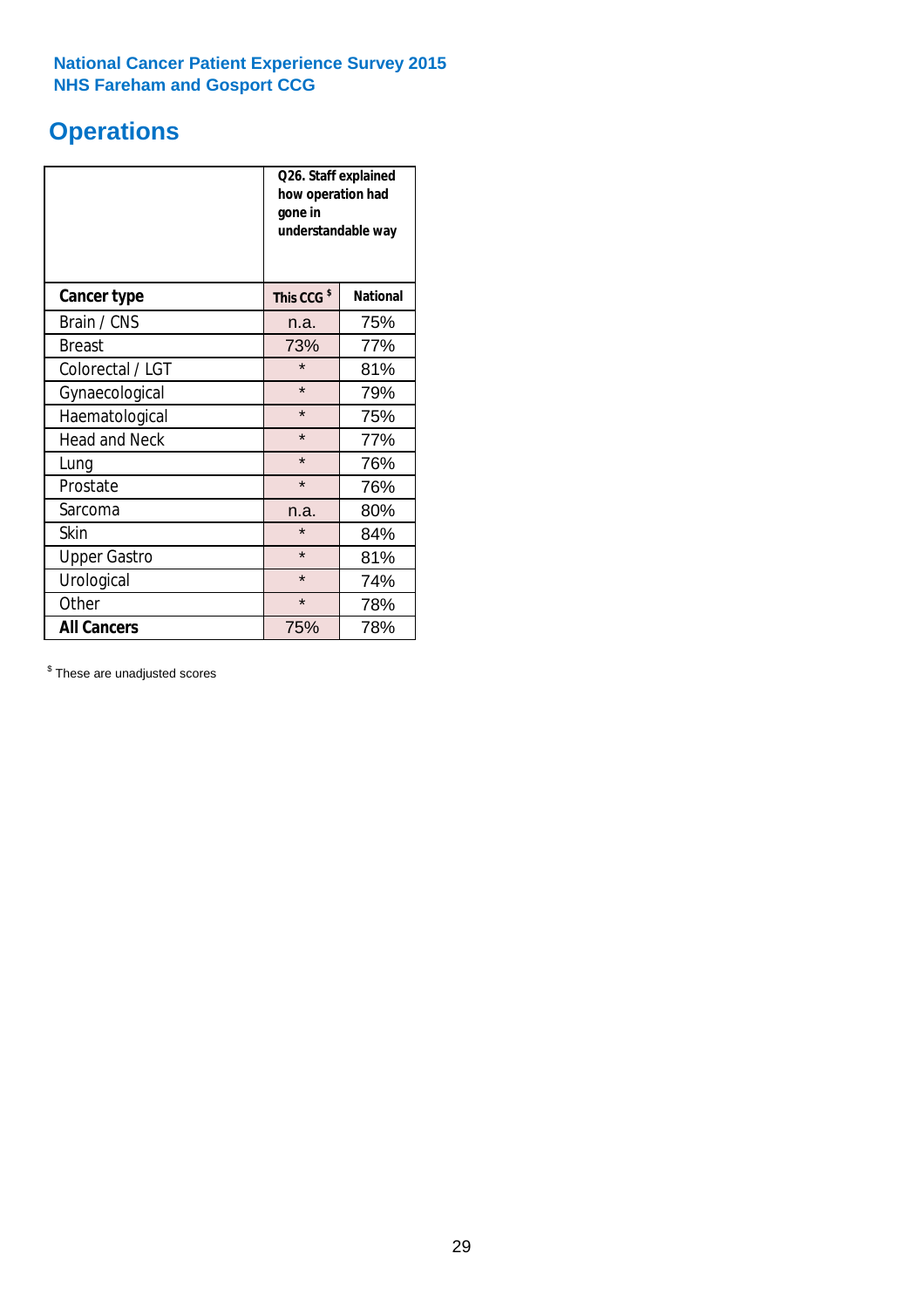**National Cancer Patient Experience Survey 2015**
**NHS Fareham and Gosport CCG**

# Operations

| | Q26. Staff explained how operation had gone in understandable way | |
|---|---|---|
| **Cancer type** | **This CCG [$]** | **National** |
| Brain / CNS | n.a. | 75% |
| Breast | 73% | 77% |
| Colorectal / LGT | * | 81% |
| Gynaecological | * | 79% |
| Haematological | * | 75% |
| Head and Neck | * | 77% |
| Lung | * | 76% |
| Prostate | * | 76% |
| Sarcoma | n.a. | 80% |
| Skin | * | 84% |
| Upper Gastro | * | 81% |
| Urological | * | 74% |
| Other | * | 78% |
| **All Cancers** | 75% | 78% |

[$] These are unadjusted scores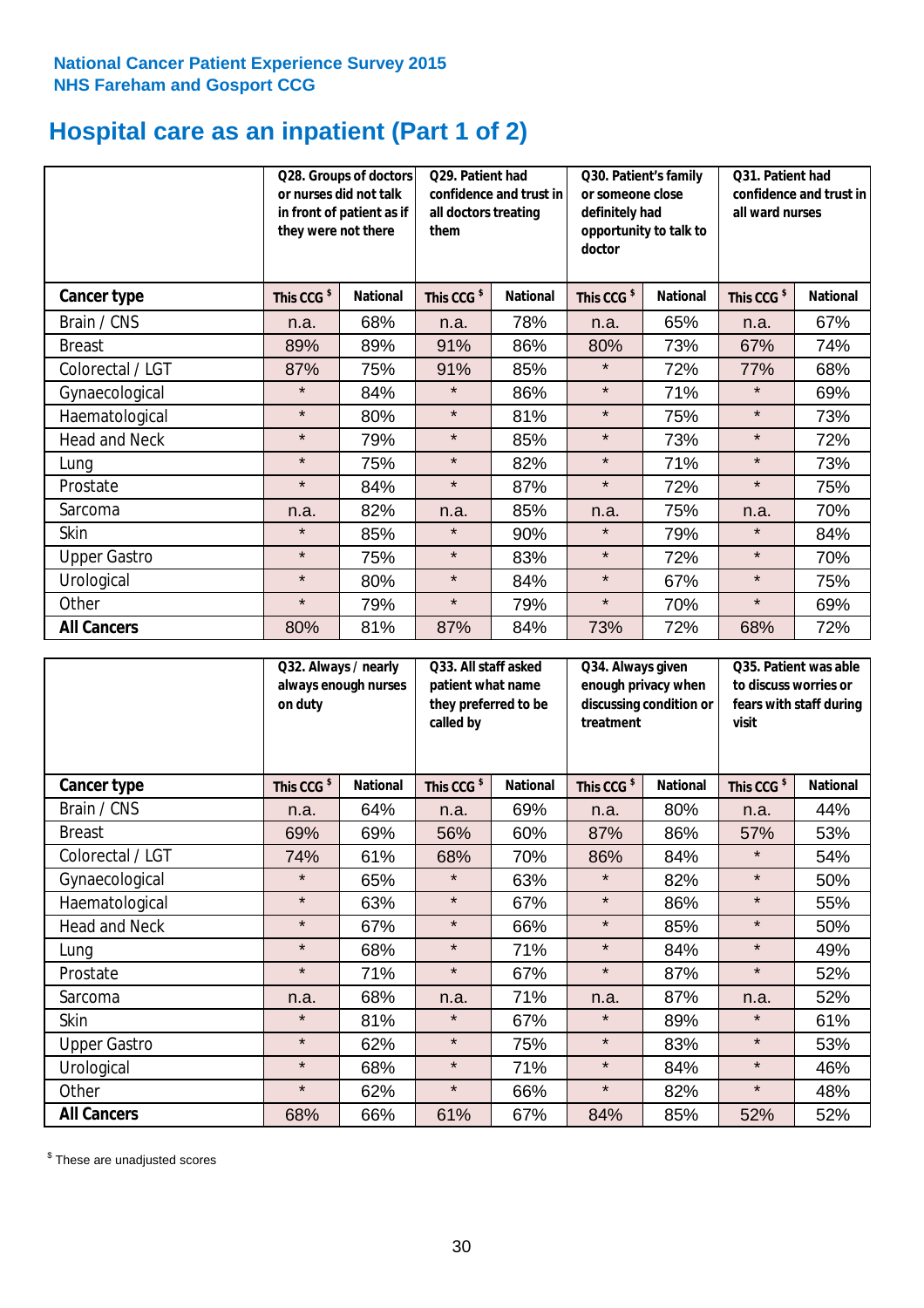National Cancer Patient Experience Survey 2015
NHS Fareham and Gosport CCG

# Hospital care as an inpatient (Part 1 of 2)

| | Q28. Groups of doctors or nurses did not talk in front of patient as if they were not there | | Q29. Patient had confidence and trust in all doctors treating them | | Q30. Patient's family or someone close definitely had opportunity to talk to doctor | | Q31. Patient had confidence and trust in all ward nurses | |
|---|---|---|---|---|---|---|---|---|
| **Cancer type** | This CCG $ | National | This CCG $ | National | This CCG $ | National | This CCG $ | National |
| Brain / CNS | n.a. | 68% | n.a. | 78% | n.a. | 65% | n.a. | 67% |
| Breast | 89% | 89% | 91% | 86% | 80% | 73% | 67% | 74% |
| Colorectal / LGT | 87% | 75% | 91% | 85% | * | 72% | 77% | 68% |
| Gynaecological | * | 84% | * | 86% | * | 71% | * | 69% |
| Haematological | * | 80% | * | 81% | * | 75% | * | 73% |
| Head and Neck | * | 79% | * | 85% | * | 73% | * | 72% |
| Lung | * | 75% | * | 82% | * | 71% | * | 73% |
| Prostate | * | 84% | * | 87% | * | 72% | * | 75% |
| Sarcoma | n.a. | 82% | n.a. | 85% | n.a. | 75% | n.a. | 70% |
| Skin | * | 85% | * | 90% | * | 79% | * | 84% |
| Upper Gastro | * | 75% | * | 83% | * | 72% | * | 70% |
| Urological | * | 80% | * | 84% | * | 67% | * | 75% |
| Other | * | 79% | * | 79% | * | 70% | * | 69% |
| **All Cancers** | 80% | 81% | 87% | 84% | 73% | 72% | 68% | 72% |

| | Q32. Always / nearly always enough nurses on duty | | Q33. All staff asked patient what name they preferred to be called by | | Q34. Always given enough privacy when discussing condition or treatment | | Q35. Patient was able to discuss worries or fears with staff during visit | |
|---|---|---|---|---|---|---|---|---|
| **Cancer type** | This CCG $ | National | This CCG $ | National | This CCG $ | National | This CCG $ | National |
| Brain / CNS | n.a. | 64% | n.a. | 69% | n.a. | 80% | n.a. | 44% |
| Breast | 69% | 69% | 56% | 60% | 87% | 86% | 57% | 53% |
| Colorectal / LGT | 74% | 61% | 68% | 70% | 86% | 84% | * | 54% |
| Gynaecological | * | 65% | * | 63% | * | 82% | * | 50% |
| Haematological | * | 63% | * | 67% | * | 86% | * | 55% |
| Head and Neck | * | 67% | * | 66% | * | 85% | * | 50% |
| Lung | * | 68% | * | 71% | * | 84% | * | 49% |
| Prostate | * | 71% | * | 67% | * | 87% | * | 52% |
| Sarcoma | n.a. | 68% | n.a. | 71% | n.a. | 87% | n.a. | 52% |
| Skin | * | 81% | * | 67% | * | 89% | * | 61% |
| Upper Gastro | * | 62% | * | 75% | * | 83% | * | 53% |
| Urological | * | 68% | * | 71% | * | 84% | * | 46% |
| Other | * | 62% | * | 66% | * | 82% | * | 48% |
| **All Cancers** | 68% | 66% | 61% | 67% | 84% | 85% | 52% | 52% |

$ These are unadjusted scores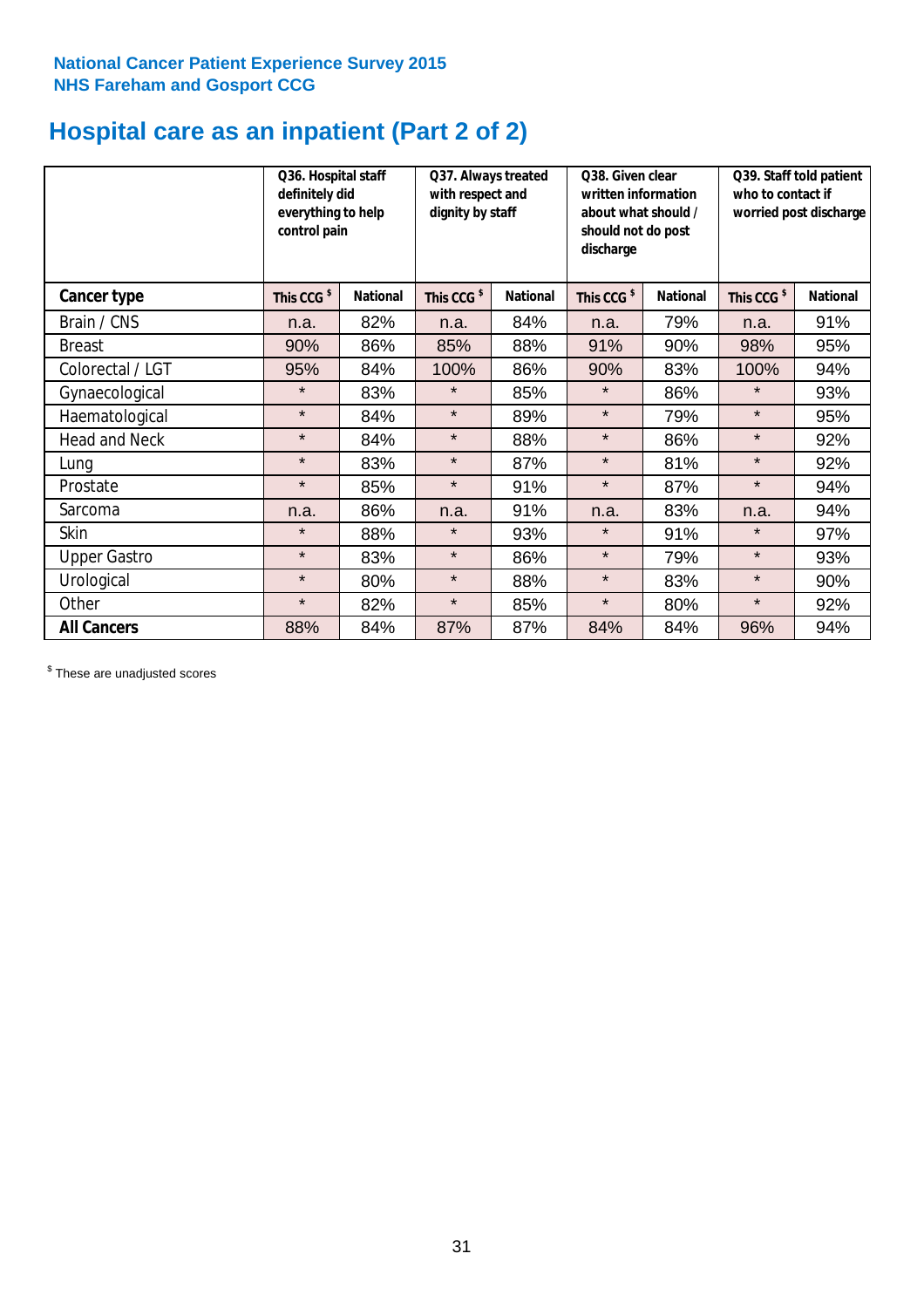**National Cancer Patient Experience Survey 2015**
**NHS Fareham and Gosport CCG**

# Hospital care as an inpatient (Part 2 of 2)

| | Q36. Hospital staff definitely did everything to help control pain | | Q37. Always treated with respect and dignity by staff | | Q38. Given clear written information about what should / should not do post discharge | | Q39. Staff told patient who to contact if worried post discharge | |
|---|---|---|---|---|---|---|---|---|
| **Cancer type** | This CCG $ | National | This CCG $ | National | This CCG $ | National | This CCG $ | National |
| Brain / CNS | n.a. | 82% | n.a. | 84% | n.a. | 79% | n.a. | 91% |
| Breast | 90% | 86% | 85% | 88% | 91% | 90% | 98% | 95% |
| Colorectal / LGT | 95% | 84% | 100% | 86% | 90% | 83% | 100% | 94% |
| Gynaecological | * | 83% | * | 85% | * | 86% | * | 93% |
| Haematological | * | 84% | * | 89% | * | 79% | * | 95% |
| Head and Neck | * | 84% | * | 88% | * | 86% | * | 92% |
| Lung | * | 83% | * | 87% | * | 81% | * | 92% |
| Prostate | * | 85% | * | 91% | * | 87% | * | 94% |
| Sarcoma | n.a. | 86% | n.a. | 91% | n.a. | 83% | n.a. | 94% |
| Skin | * | 88% | * | 93% | * | 91% | * | 97% |
| Upper Gastro | * | 83% | * | 86% | * | 79% | * | 93% |
| Urological | * | 80% | * | 88% | * | 83% | * | 90% |
| Other | * | 82% | * | 85% | * | 80% | * | 92% |
| **All Cancers** | 88% | 84% | 87% | 87% | 84% | 84% | 96% | 94% |

$ These are unadjusted scores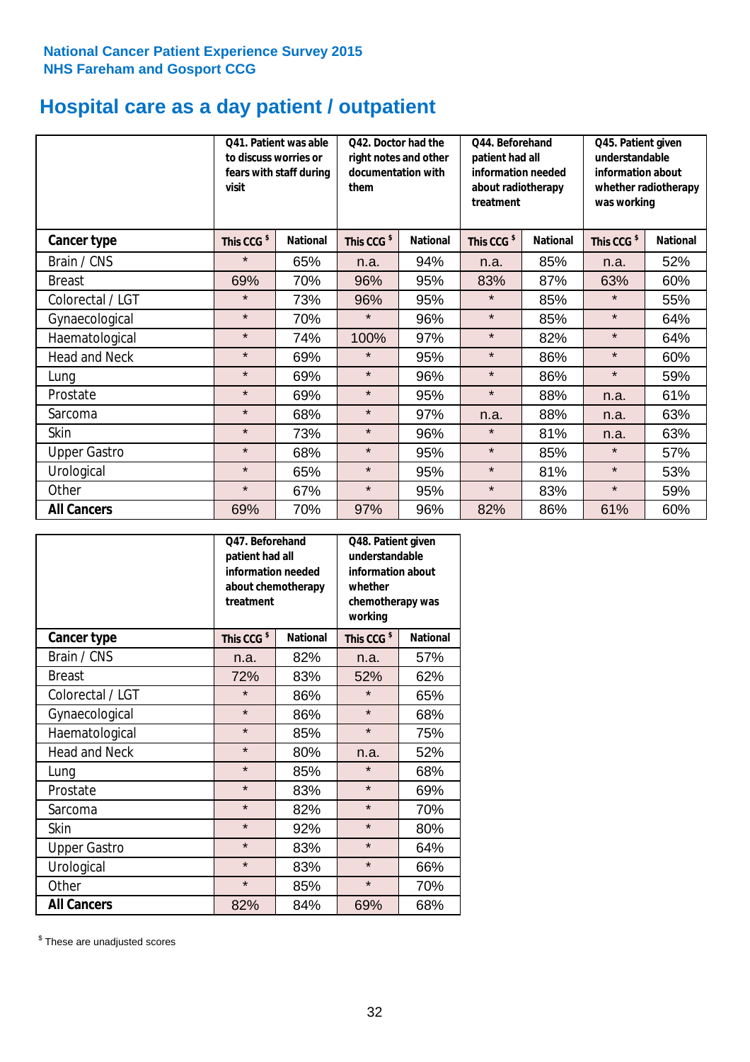National Cancer Patient Experience Survey 2015
NHS Fareham and Gosport CCG

# Hospital care as a day patient / outpatient

| | Q41. Patient was able to discuss worries or fears with staff during visit | | Q42. Doctor had the right notes and other documentation with them | | Q44. Beforehand patient had all information needed about radiotherapy treatment | | Q45. Patient given understandable information about whether radiotherapy was working | |
|---|---|---|---|---|---|---|---|---|
| **Cancer type** | This CCG $ | National | This CCG $ | National | This CCG $ | National | This CCG $ | National |
| Brain / CNS | * | 65% | n.a. | 94% | n.a. | 85% | n.a. | 52% |
| Breast | 69% | 70% | 96% | 95% | 83% | 87% | 63% | 60% |
| Colorectal / LGT | * | 73% | 96% | 95% | * | 85% | * | 55% |
| Gynaecological | * | 70% | * | 96% | * | 85% | * | 64% |
| Haematological | * | 74% | 100% | 97% | * | 82% | * | 64% |
| Head and Neck | * | 69% | * | 95% | * | 86% | * | 60% |
| Lung | * | 69% | * | 96% | * | 86% | * | 59% |
| Prostate | * | 69% | * | 95% | * | 88% | n.a. | 61% |
| Sarcoma | * | 68% | * | 97% | n.a. | 88% | n.a. | 63% |
| Skin | * | 73% | * | 96% | * | 81% | n.a. | 63% |
| Upper Gastro | * | 68% | * | 95% | * | 85% | * | 57% |
| Urological | * | 65% | * | 95% | * | 81% | * | 53% |
| Other | * | 67% | * | 95% | * | 83% | * | 59% |
| **All Cancers** | 69% | 70% | 97% | 96% | 82% | 86% | 61% | 60% |

| | Q47. Beforehand patient had all information needed about chemotherapy treatment | | Q48. Patient given understandable information about whether chemotherapy was working | |
|---|---|---|---|---|
| **Cancer type** | This CCG $ | National | This CCG $ | National |
| Brain / CNS | n.a. | 82% | n.a. | 57% |
| Breast | 72% | 83% | 52% | 62% |
| Colorectal / LGT | * | 86% | * | 65% |
| Gynaecological | * | 86% | * | 68% |
| Haematological | * | 85% | * | 75% |
| Head and Neck | * | 80% | n.a. | 52% |
| Lung | * | 85% | * | 68% |
| Prostate | * | 83% | * | 69% |
| Sarcoma | * | 82% | * | 70% |
| Skin | * | 92% | * | 80% |
| Upper Gastro | * | 83% | * | 64% |
| Urological | * | 83% | * | 66% |
| Other | * | 85% | * | 70% |
| **All Cancers** | 82% | 84% | 69% | 68% |

$ These are unadjusted scores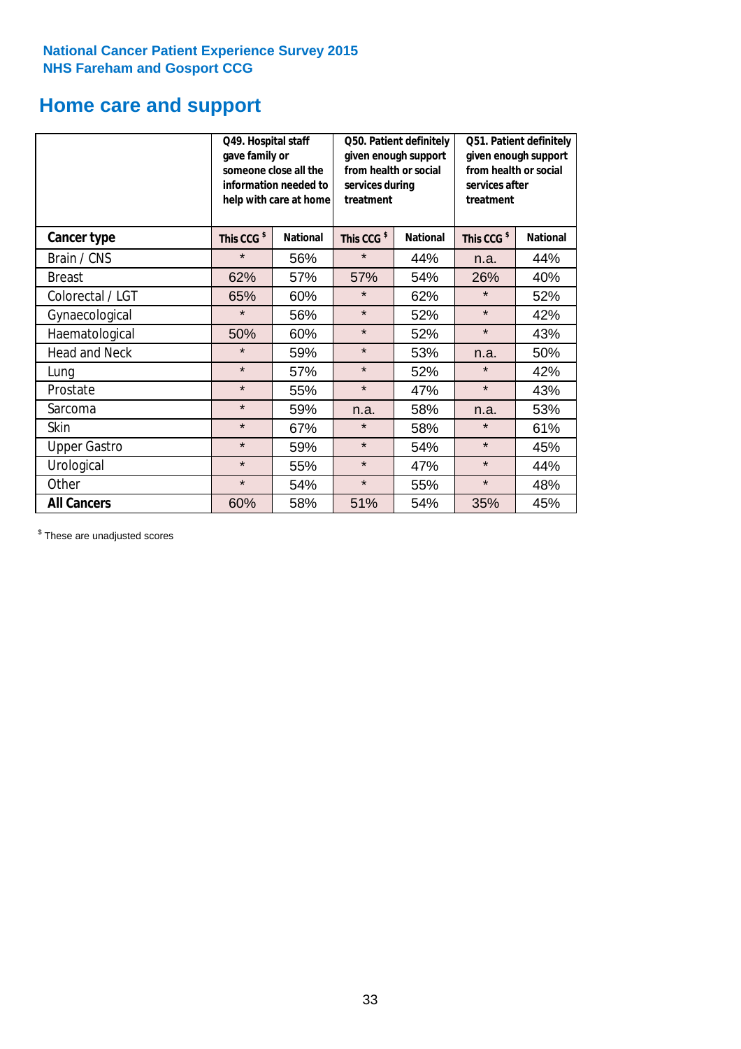**National Cancer Patient Experience Survey 2015**
**NHS Fareham and Gosport CCG**

## Home care and support

| | Q49. Hospital staff gave family or someone close all the information needed to help with care at home | | Q50. Patient definitely given enough support from health or social services during treatment | | Q51. Patient definitely given enough support from health or social services after treatment | |
|---|---|---|---|---|---|---|
| **Cancer type** | **This CCG $** | **National** | **This CCG $** | **National** | **This CCG $** | **National** |
| Brain / CNS | * | 56% | * | 44% | n.a. | 44% |
| Breast | 62% | 57% | 57% | 54% | 26% | 40% |
| Colorectal / LGT | 65% | 60% | * | 62% | * | 52% |
| Gynaecological | * | 56% | * | 52% | * | 42% |
| Haematological | 50% | 60% | * | 52% | * | 43% |
| Head and Neck | * | 59% | * | 53% | n.a. | 50% |
| Lung | * | 57% | * | 52% | * | 42% |
| Prostate | * | 55% | * | 47% | * | 43% |
| Sarcoma | * | 59% | n.a. | 58% | n.a. | 53% |
| Skin | * | 67% | * | 58% | * | 61% |
| Upper Gastro | * | 59% | * | 54% | * | 45% |
| Urological | * | 55% | * | 47% | * | 44% |
| Other | * | 54% | * | 55% | * | 48% |
| **All Cancers** | 60% | 58% | 51% | 54% | 35% | 45% |

$ These are unadjusted scores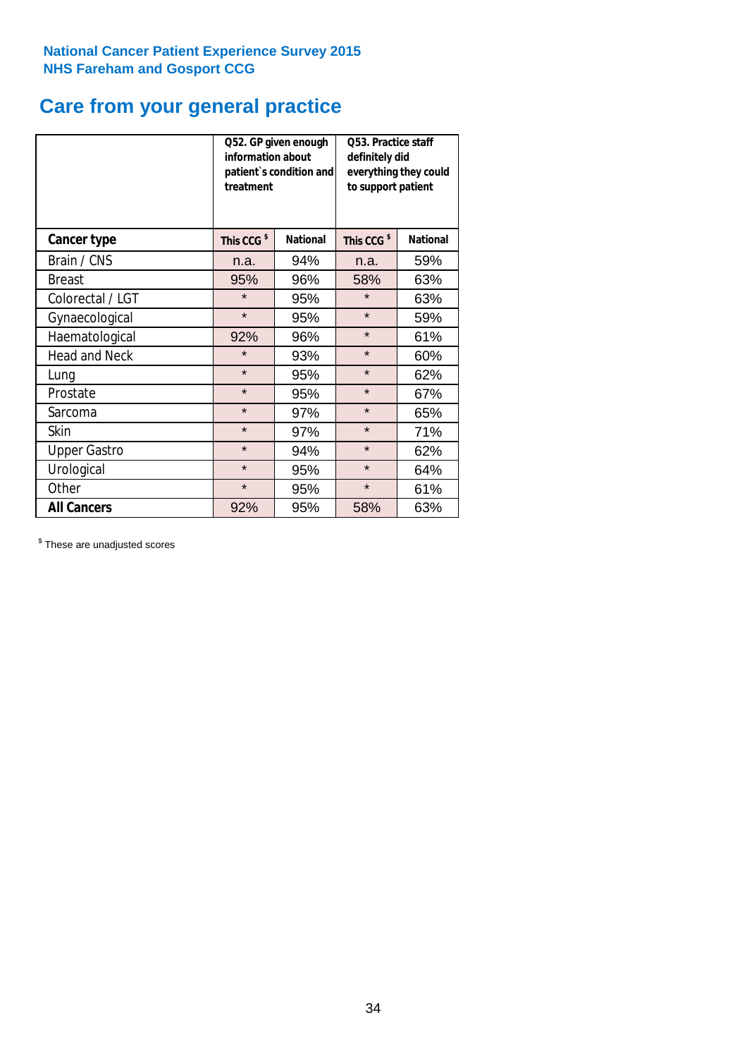**National Cancer Patient Experience Survey 2015**
**NHS Fareham and Gosport CCG**

# Care from your general practice

| | Q52. GP given enough information about patient`s condition and treatment | | Q53. Practice staff definitely did everything they could to support patient | |
|---|---|---|---|---|
| **Cancer type** | **This CCG $** | **National** | **This CCG $** | **National** |
| Brain / CNS | n.a. | 94% | n.a. | 59% |
| Breast | 95% | 96% | 58% | 63% |
| Colorectal / LGT | * | 95% | * | 63% |
| Gynaecological | * | 95% | * | 59% |
| Haematological | 92% | 96% | * | 61% |
| Head and Neck | * | 93% | * | 60% |
| Lung | * | 95% | * | 62% |
| Prostate | * | 95% | * | 67% |
| Sarcoma | * | 97% | * | 65% |
| Skin | * | 97% | * | 71% |
| Upper Gastro | * | 94% | * | 62% |
| Urological | * | 95% | * | 64% |
| Other | * | 95% | * | 61% |
| **All Cancers** | 92% | 95% | 58% | 63% |

$ These are unadjusted scores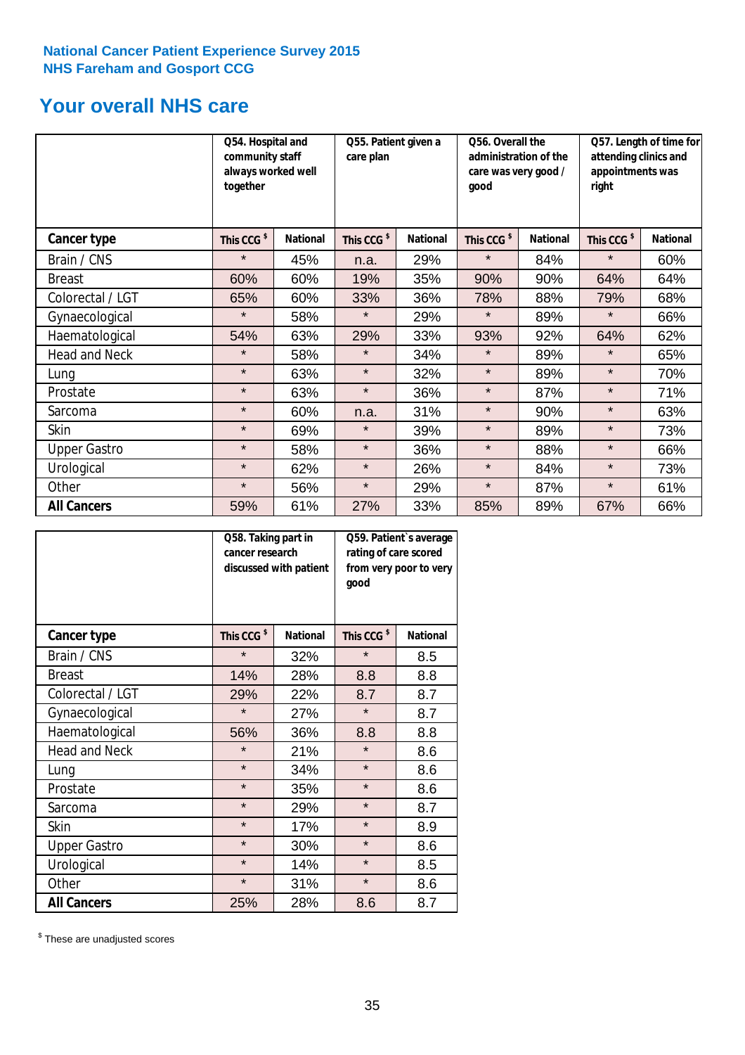National Cancer Patient Experience Survey 2015
NHS Fareham and Gosport CCG

# Your overall NHS care

| | Q54. Hospital and community staff always worked well together | | Q55. Patient given a care plan | | Q56. Overall the administration of the care was very good / good | | Q57. Length of time for attending clinics and appointments was right | |
|---|---|---|---|---|---|---|---|---|
| **Cancer type** | This CCG $ | National | This CCG $ | National | This CCG $ | National | This CCG $ | National |
| Brain / CNS | * | 45% | n.a. | 29% | * | 84% | * | 60% |
| Breast | 60% | 60% | 19% | 35% | 90% | 90% | 64% | 64% |
| Colorectal / LGT | 65% | 60% | 33% | 36% | 78% | 88% | 79% | 68% |
| Gynaecological | * | 58% | * | 29% | * | 89% | * | 66% |
| Haematological | 54% | 63% | 29% | 33% | 93% | 92% | 64% | 62% |
| Head and Neck | * | 58% | * | 34% | * | 89% | * | 65% |
| Lung | * | 63% | * | 32% | * | 89% | * | 70% |
| Prostate | * | 63% | * | 36% | * | 87% | * | 71% |
| Sarcoma | * | 60% | n.a. | 31% | * | 90% | * | 63% |
| Skin | * | 69% | * | 39% | * | 89% | * | 73% |
| Upper Gastro | * | 58% | * | 36% | * | 88% | * | 66% |
| Urological | * | 62% | * | 26% | * | 84% | * | 73% |
| Other | * | 56% | * | 29% | * | 87% | * | 61% |
| **All Cancers** | 59% | 61% | 27% | 33% | 85% | 89% | 67% | 66% |

| | Q58. Taking part in cancer research discussed with patient | | Q59. Patient`s average rating of care scored from very poor to very good | |
|---|---|---|---|---|
| **Cancer type** | This CCG $ | National | This CCG $ | National |
| Brain / CNS | * | 32% | * | 8.5 |
| Breast | 14% | 28% | 8.8 | 8.8 |
| Colorectal / LGT | 29% | 22% | 8.7 | 8.7 |
| Gynaecological | * | 27% | * | 8.7 |
| Haematological | 56% | 36% | 8.8 | 8.8 |
| Head and Neck | * | 21% | * | 8.6 |
| Lung | * | 34% | * | 8.6 |
| Prostate | * | 35% | * | 8.6 |
| Sarcoma | * | 29% | * | 8.7 |
| Skin | * | 17% | * | 8.9 |
| Upper Gastro | * | 30% | * | 8.6 |
| Urological | * | 14% | * | 8.5 |
| Other | * | 31% | * | 8.6 |
| **All Cancers** | 25% | 28% | 8.6 | 8.7 |

$ These are unadjusted scores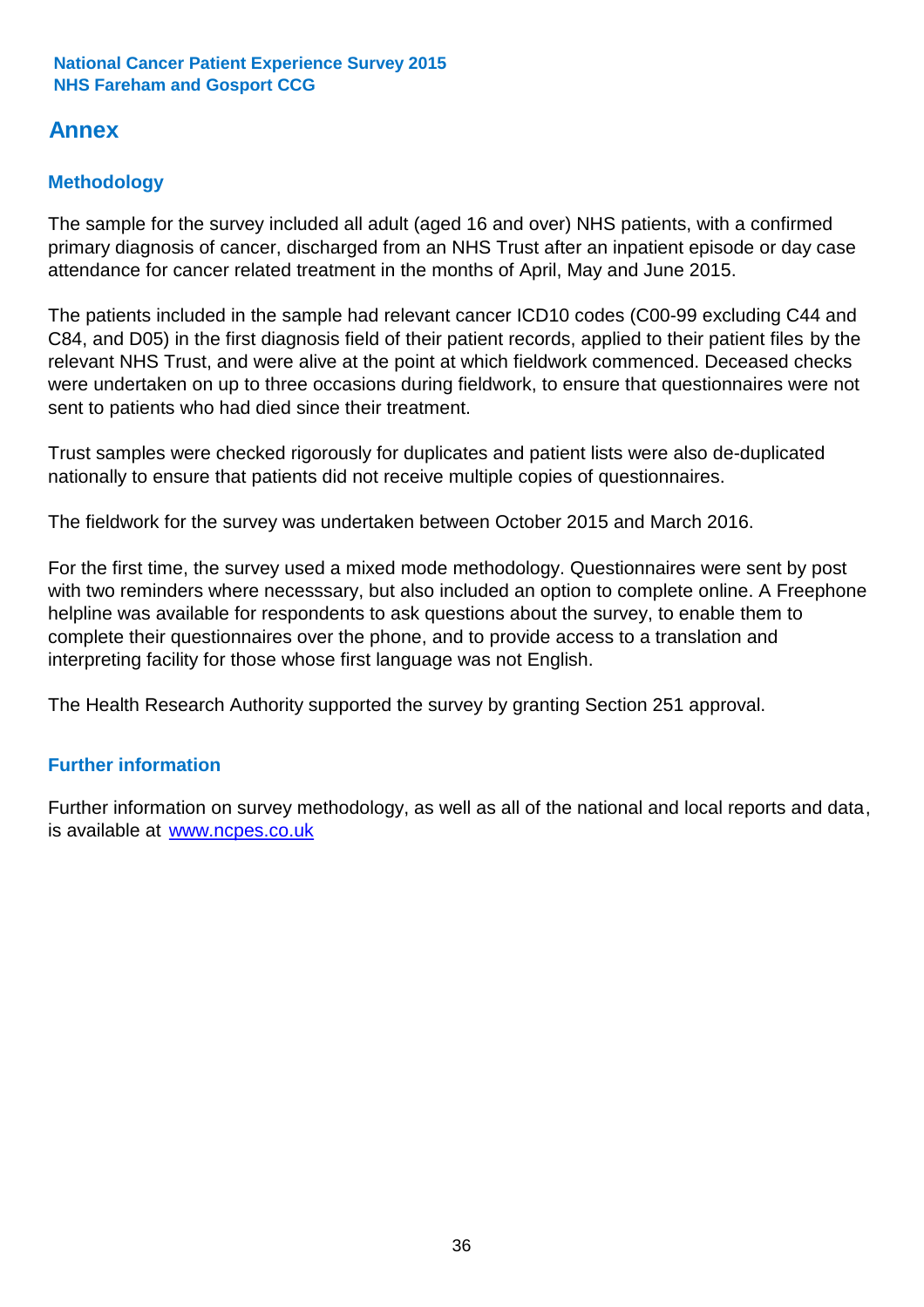## Annex

### Methodology

The sample for the survey included all adult (aged 16 and over) NHS patients, with a confirmed primary diagnosis of cancer, discharged from an NHS Trust after an inpatient episode or day case attendance for cancer related treatment in the months of April, May and June 2015.

The patients included in the sample had relevant cancer ICD10 codes (C00-99 excluding C44 and C84, and D05) in the first diagnosis field of their patient records, applied to their patient files by the relevant NHS Trust, and were alive at the point at which fieldwork commenced. Deceased checks were undertaken on up to three occasions during fieldwork, to ensure that questionnaires were not sent to patients who had died since their treatment.

Trust samples were checked rigorously for duplicates and patient lists were also de-duplicated nationally to ensure that patients did not receive multiple copies of questionnaires.

The fieldwork for the survey was undertaken between October 2015 and March 2016.

For the first time, the survey used a mixed mode methodology. Questionnaires were sent by post with two reminders where necesssary, but also included an option to complete online. A Freephone helpline was available for respondents to ask questions about the survey, to enable them to complete their questionnaires over the phone, and to provide access to a translation and interpreting facility for those whose first language was not English.

The Health Research Authority supported the survey by granting Section 251 approval.

### Further information

Further information on survey methodology, as well as all of the national and local reports and data, is available at www.ncpes.co.uk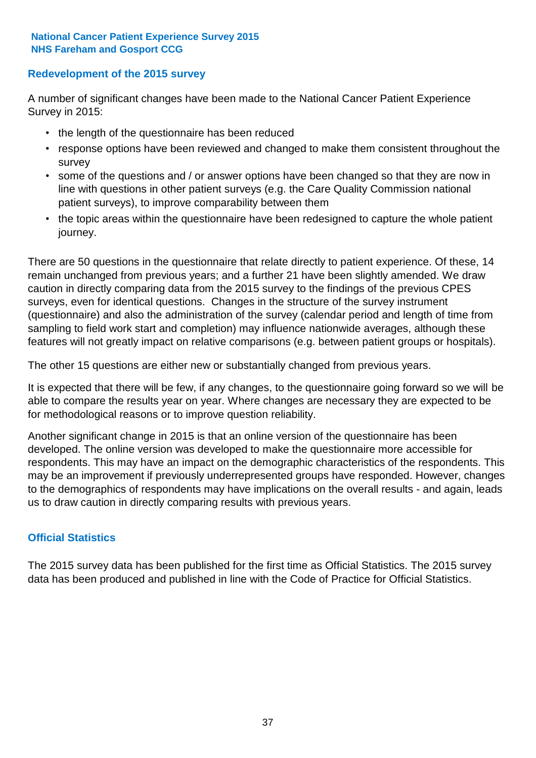## Redevelopment of the 2015 survey

A number of significant changes have been made to the National Cancer Patient Experience Survey in 2015:

- the length of the questionnaire has been reduced
- response options have been reviewed and changed to make them consistent throughout the survey
- some of the questions and / or answer options have been changed so that they are now in line with questions in other patient surveys (e.g. the Care Quality Commission national patient surveys), to improve comparability between them
- the topic areas within the questionnaire have been redesigned to capture the whole patient journey.

There are 50 questions in the questionnaire that relate directly to patient experience. Of these, 14 remain unchanged from previous years; and a further 21 have been slightly amended. We draw caution in directly comparing data from the 2015 survey to the findings of the previous CPES surveys, even for identical questions. Changes in the structure of the survey instrument (questionnaire) and also the administration of the survey (calendar period and length of time from sampling to field work start and completion) may influence nationwide averages, although these features will not greatly impact on relative comparisons (e.g. between patient groups or hospitals).

The other 15 questions are either new or substantially changed from previous years.

It is expected that there will be few, if any changes, to the questionnaire going forward so we will be able to compare the results year on year. Where changes are necessary they are expected to be for methodological reasons or to improve question reliability.

Another significant change in 2015 is that an online version of the questionnaire has been developed. The online version was developed to make the questionnaire more accessible for respondents. This may have an impact on the demographic characteristics of the respondents. This may be an improvement if previously underrepresented groups have responded. However, changes to the demographics of respondents may have implications on the overall results - and again, leads us to draw caution in directly comparing results with previous years.

## Official Statistics

The 2015 survey data has been published for the first time as Official Statistics. The 2015 survey data has been produced and published in line with the Code of Practice for Official Statistics.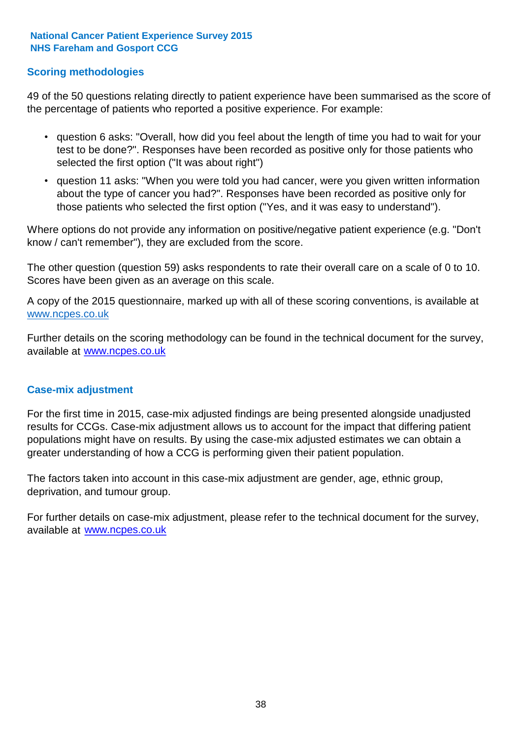## Scoring methodologies

49 of the 50 questions relating directly to patient experience have been summarised as the score of the percentage of patients who reported a positive experience. For example:

- question 6 asks: "Overall, how did you feel about the length of time you had to wait for your test to be done?". Responses have been recorded as positive only for those patients who selected the first option ("It was about right")
- question 11 asks: "When you were told you had cancer, were you given written information about the type of cancer you had?". Responses have been recorded as positive only for those patients who selected the first option ("Yes, and it was easy to understand").

Where options do not provide any information on positive/negative patient experience (e.g. "Don't know / can't remember"), they are excluded from the score.

The other question (question 59) asks respondents to rate their overall care on a scale of 0 to 10. Scores have been given as an average on this scale.

A copy of the 2015 questionnaire, marked up with all of these scoring conventions, is available at www.ncpes.co.uk

Further details on the scoring methodology can be found in the technical document for the survey, available at www.ncpes.co.uk

## Case-mix adjustment

For the first time in 2015, case-mix adjusted findings are being presented alongside unadjusted results for CCGs. Case-mix adjustment allows us to account for the impact that differing patient populations might have on results. By using the case-mix adjusted estimates we can obtain a greater understanding of how a CCG is performing given their patient population.

The factors taken into account in this case-mix adjustment are gender, age, ethnic group, deprivation, and tumour group.

For further details on case-mix adjustment, please refer to the technical document for the survey, available at www.ncpes.co.uk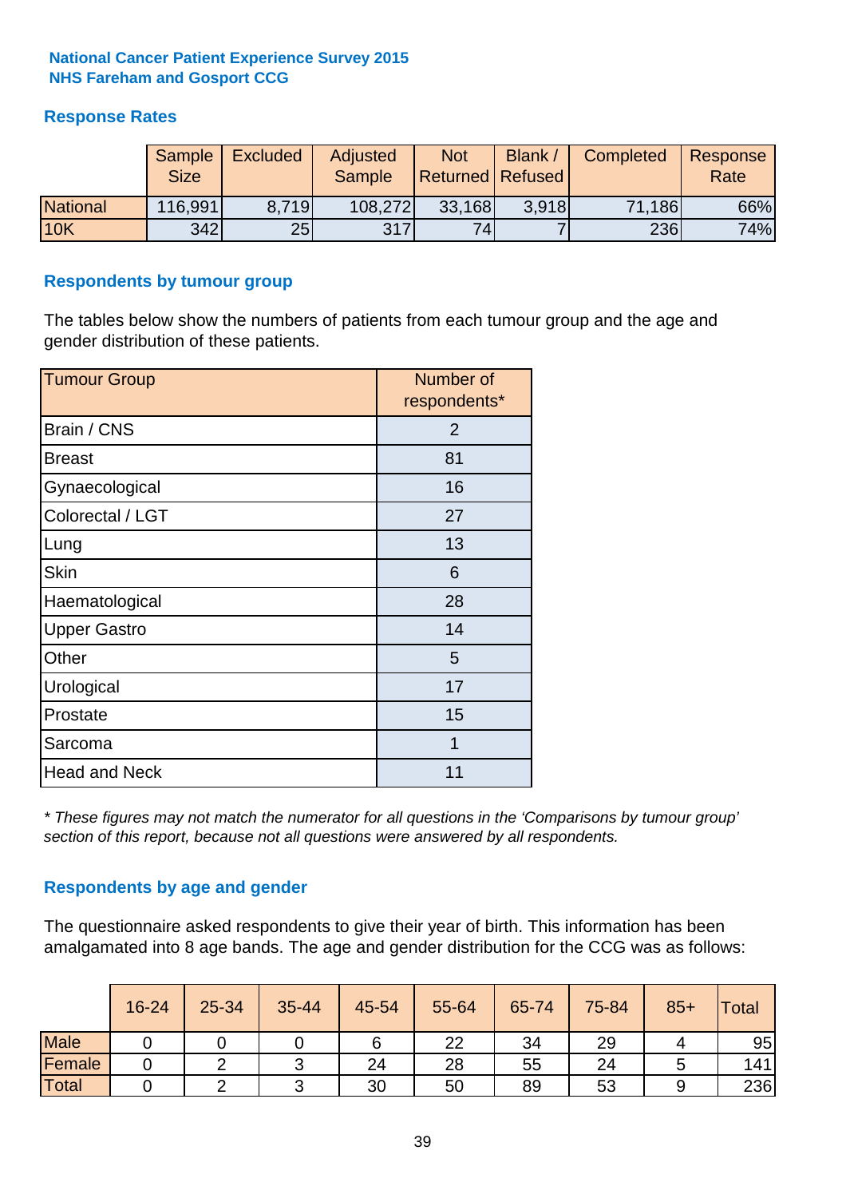**National Cancer Patient Experience Survey 2015**
**NHS Fareham and Gosport CCG**

## Response Rates

| | Sample Size | Excluded | Adjusted Sample | Not Returned | Blank / Refused | Completed | Response Rate |
|---|---|---|---|---|---|---|---|
| National | 116,991 | 8,719 | 108,272 | 33,168 | 3,918 | 71,186 | 66% |
| 10K | 342 | 25 | 317 | 74 | 7 | 236 | 74% |

## Respondents by tumour group

The tables below show the numbers of patients from each tumour group and the age and gender distribution of these patients.

| Tumour Group | Number of respondents* |
|---|---|
| Brain / CNS | 2 |
| Breast | 81 |
| Gynaecological | 16 |
| Colorectal / LGT | 27 |
| Lung | 13 |
| Skin | 6 |
| Haematological | 28 |
| Upper Gastro | 14 |
| Other | 5 |
| Urological | 17 |
| Prostate | 15 |
| Sarcoma | 1 |
| Head and Neck | 11 |

*\* These figures may not match the numerator for all questions in the 'Comparisons by tumour group' section of this report, because not all questions were answered by all respondents.*

## Respondents by age and gender

The questionnaire asked respondents to give their year of birth. This information has been amalgamated into 8 age bands. The age and gender distribution for the CCG was as follows:

| | 16-24 | 25-34 | 35-44 | 45-54 | 55-64 | 65-74 | 75-84 | 85+ | Total |
|---|---|---|---|---|---|---|---|---|---|
| Male | 0 | 0 | 0 | 6 | 22 | 34 | 29 | 4 | 95 |
| Female | 0 | 2 | 3 | 24 | 28 | 55 | 24 | 5 | 141 |
| Total | 0 | 2 | 3 | 30 | 50 | 89 | 53 | 9 | 236 |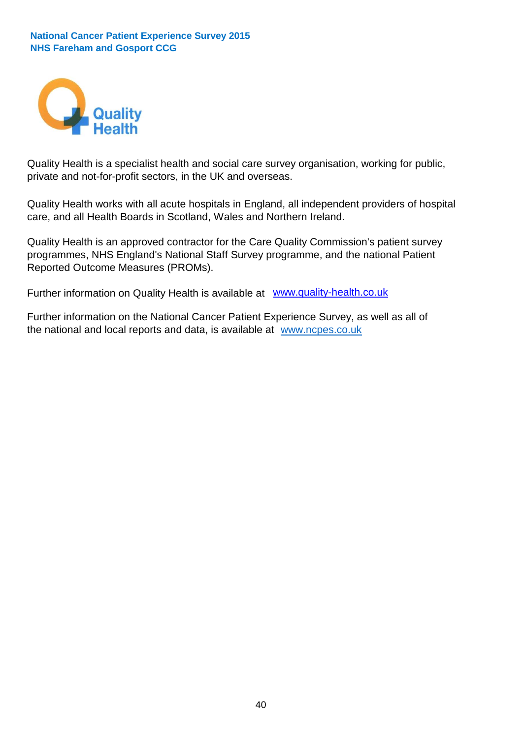National Cancer Patient Experience Survey 2015
NHS Fareham and Gosport CCG

Quality Health

Quality Health is a specialist health and social care survey organisation, working for public, private and not-for-profit sectors, in the UK and overseas.

Quality Health works with all acute hospitals in England, all independent providers of hospital care, and all Health Boards in Scotland, Wales and Northern Ireland.

Quality Health is an approved contractor for the Care Quality Commission's patient survey programmes, NHS England's National Staff Survey programme, and the national Patient Reported Outcome Measures (PROMs).

Further information on Quality Health is available at www.quality-health.co.uk

Further information on the National Cancer Patient Experience Survey, as well as all of the national and local reports and data, is available at www.ncpes.co.uk